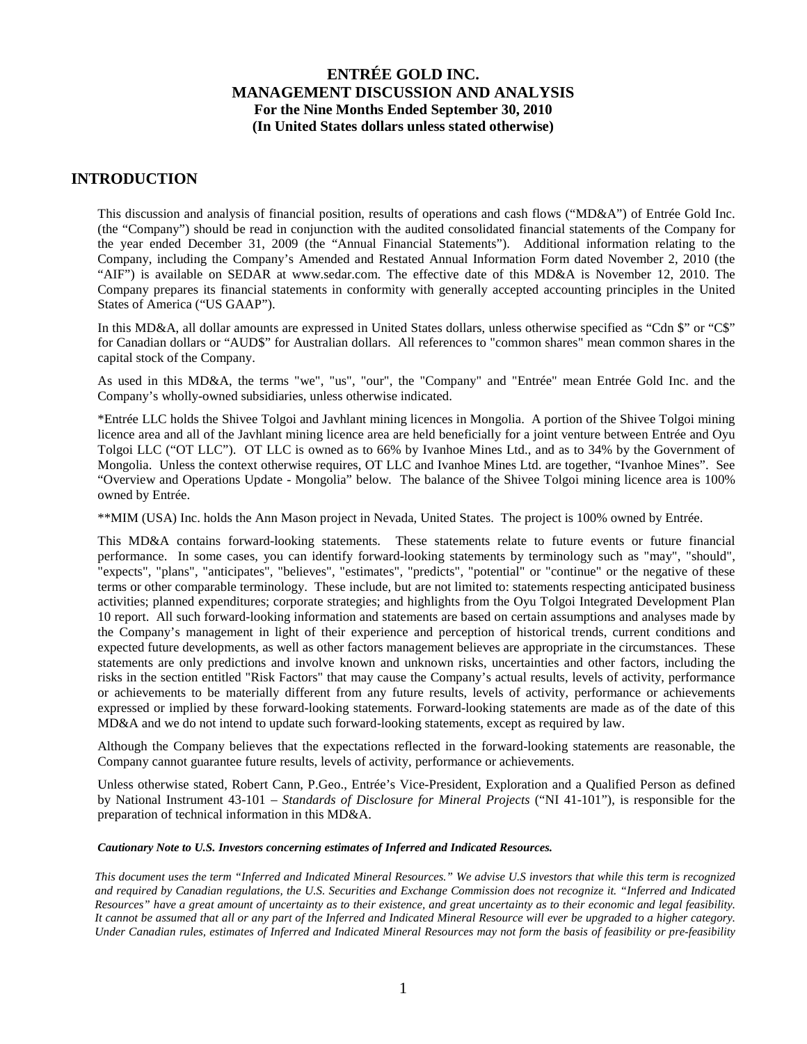# ENTRÉE GOLD INC.
# MANAGEMENT DISCUSSION AND ANALYSIS
**For the Nine Months Ended September 30, 2010**
**(In United States dollars unless stated otherwise)**

## INTRODUCTION

This discussion and analysis of financial position, results of operations and cash flows ("MD&A") of Entrée Gold Inc. (the "Company") should be read in conjunction with the audited consolidated financial statements of the Company for the year ended December 31, 2009 (the "Annual Financial Statements"). Additional information relating to the Company, including the Company's Amended and Restated Annual Information Form dated November 2, 2010 (the "AIF") is available on SEDAR at www.sedar.com. The effective date of this MD&A is November 12, 2010. The Company prepares its financial statements in conformity with generally accepted accounting principles in the United States of America ("US GAAP").

In this MD&A, all dollar amounts are expressed in United States dollars, unless otherwise specified as "Cdn $" or "C$" for Canadian dollars or "AUD$" for Australian dollars. All references to "common shares" mean common shares in the capital stock of the Company.

As used in this MD&A, the terms "we", "us", "our", the "Company" and "Entrée" mean Entrée Gold Inc. and the Company's wholly-owned subsidiaries, unless otherwise indicated.

*Entrée LLC holds the Shivee Tolgoi and Javhlant mining licences in Mongolia. A portion of the Shivee Tolgoi mining licence area and all of the Javhlant mining licence area are held beneficially for a joint venture between Entrée and Oyu Tolgoi LLC ("OT LLC"). OT LLC is owned as to 66% by Ivanhoe Mines Ltd., and as to 34% by the Government of Mongolia. Unless the context otherwise requires, OT LLC and Ivanhoe Mines Ltd. are together, "Ivanhoe Mines". See "Overview and Operations Update - Mongolia" below. The balance of the Shivee Tolgoi mining licence area is 100% owned by Entrée.

**MIM (USA) Inc. holds the Ann Mason project in Nevada, United States. The project is 100% owned by Entrée.

This MD&A contains forward-looking statements. These statements relate to future events or future financial performance. In some cases, you can identify forward-looking statements by terminology such as "may", "should", "expects", "plans", "anticipates", "believes", "estimates", "predicts", "potential" or "continue" or the negative of these terms or other comparable terminology. These include, but are not limited to: statements respecting anticipated business activities; planned expenditures; corporate strategies; and highlights from the Oyu Tolgoi Integrated Development Plan 10 report. All such forward-looking information and statements are based on certain assumptions and analyses made by the Company's management in light of their experience and perception of historical trends, current conditions and expected future developments, as well as other factors management believes are appropriate in the circumstances. These statements are only predictions and involve known and unknown risks, uncertainties and other factors, including the risks in the section entitled "Risk Factors" that may cause the Company's actual results, levels of activity, performance or achievements to be materially different from any future results, levels of activity, performance or achievements expressed or implied by these forward-looking statements. Forward-looking statements are made as of the date of this MD&A and we do not intend to update such forward-looking statements, except as required by law.

Although the Company believes that the expectations reflected in the forward-looking statements are reasonable, the Company cannot guarantee future results, levels of activity, performance or achievements.

Unless otherwise stated, Robert Cann, P.Geo., Entrée's Vice-President, Exploration and a Qualified Person as defined by National Instrument 43-101 – *Standards of Disclosure for Mineral Projects* ("NI 41-101"), is responsible for the preparation of technical information in this MD&A.

***Cautionary Note to U.S. Investors concerning estimates of Inferred and Indicated Resources.***

*This document uses the term "Inferred and Indicated Mineral Resources." We advise U.S investors that while this term is recognized and required by Canadian regulations, the U.S. Securities and Exchange Commission does not recognize it. "Inferred and Indicated Resources" have a great amount of uncertainty as to their existence, and great uncertainty as to their economic and legal feasibility. It cannot be assumed that all or any part of the Inferred and Indicated Mineral Resource will ever be upgraded to a higher category. Under Canadian rules, estimates of Inferred and Indicated Mineral Resources may not form the basis of feasibility or pre-feasibility*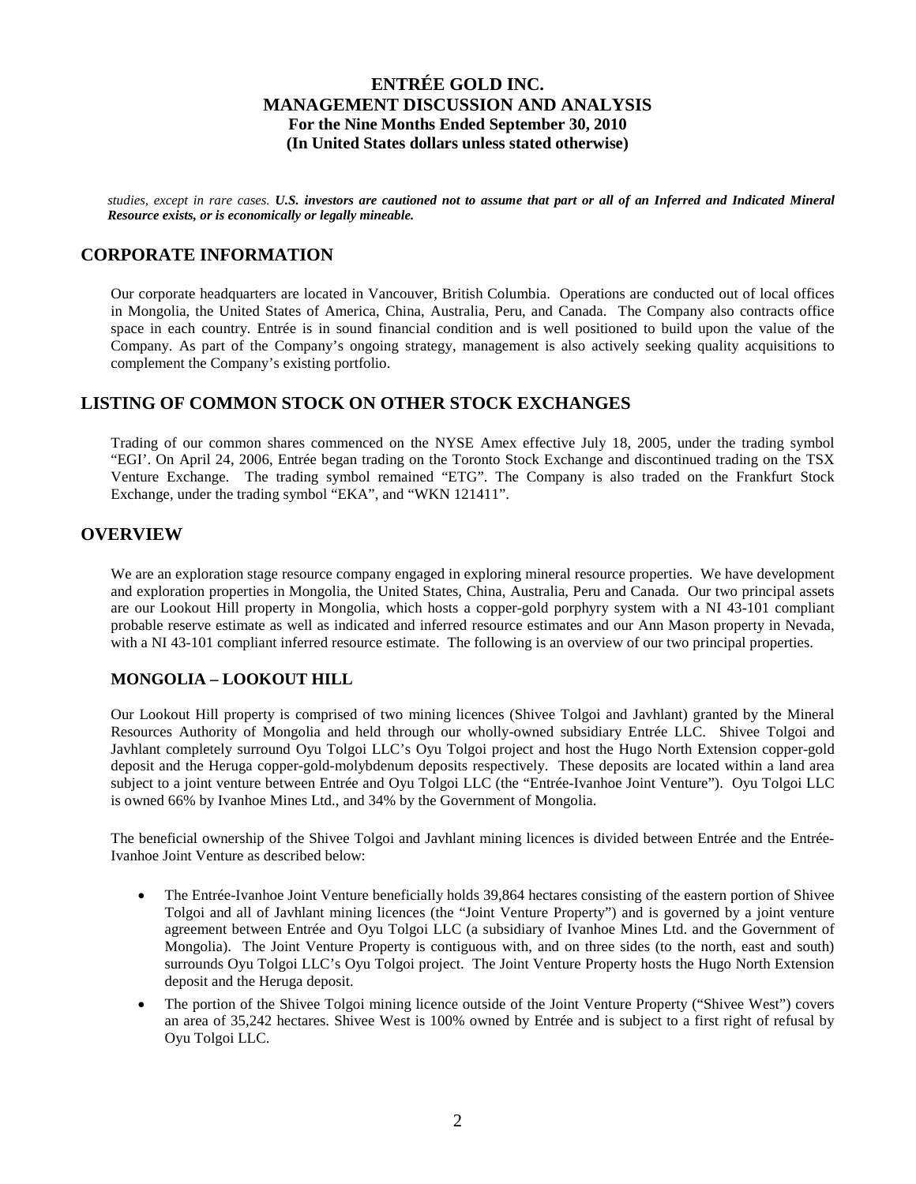*studies, except in rare cases.* ***U.S. investors are cautioned not to assume that part or all of an Inferred and Indicated Mineral Resource exists, or is economically or legally mineable.***

## CORPORATE INFORMATION

Our corporate headquarters are located in Vancouver, British Columbia. Operations are conducted out of local offices in Mongolia, the United States of America, China, Australia, Peru, and Canada. The Company also contracts office space in each country. Entrée is in sound financial condition and is well positioned to build upon the value of the Company. As part of the Company's ongoing strategy, management is also actively seeking quality acquisitions to complement the Company's existing portfolio.

## LISTING OF COMMON STOCK ON OTHER STOCK EXCHANGES

Trading of our common shares commenced on the NYSE Amex effective July 18, 2005, under the trading symbol "EGI'. On April 24, 2006, Entrée began trading on the Toronto Stock Exchange and discontinued trading on the TSX Venture Exchange. The trading symbol remained "ETG". The Company is also traded on the Frankfurt Stock Exchange, under the trading symbol "EKA", and "WKN 121411".

## OVERVIEW

We are an exploration stage resource company engaged in exploring mineral resource properties. We have development and exploration properties in Mongolia, the United States, China, Australia, Peru and Canada. Our two principal assets are our Lookout Hill property in Mongolia, which hosts a copper-gold porphyry system with a NI 43-101 compliant probable reserve estimate as well as indicated and inferred resource estimates and our Ann Mason property in Nevada, with a NI 43-101 compliant inferred resource estimate. The following is an overview of our two principal properties.

### MONGOLIA – LOOKOUT HILL

Our Lookout Hill property is comprised of two mining licences (Shivee Tolgoi and Javhlant) granted by the Mineral Resources Authority of Mongolia and held through our wholly-owned subsidiary Entrée LLC. Shivee Tolgoi and Javhlant completely surround Oyu Tolgoi LLC's Oyu Tolgoi project and host the Hugo North Extension copper-gold deposit and the Heruga copper-gold-molybdenum deposits respectively. These deposits are located within a land area subject to a joint venture between Entrée and Oyu Tolgoi LLC (the "Entrée-Ivanhoe Joint Venture"). Oyu Tolgoi LLC is owned 66% by Ivanhoe Mines Ltd., and 34% by the Government of Mongolia.

The beneficial ownership of the Shivee Tolgoi and Javhlant mining licences is divided between Entrée and the Entrée-Ivanhoe Joint Venture as described below:

- The Entrée-Ivanhoe Joint Venture beneficially holds 39,864 hectares consisting of the eastern portion of Shivee Tolgoi and all of Javhlant mining licences (the "Joint Venture Property") and is governed by a joint venture agreement between Entrée and Oyu Tolgoi LLC (a subsidiary of Ivanhoe Mines Ltd. and the Government of Mongolia). The Joint Venture Property is contiguous with, and on three sides (to the north, east and south) surrounds Oyu Tolgoi LLC's Oyu Tolgoi project. The Joint Venture Property hosts the Hugo North Extension deposit and the Heruga deposit.
- The portion of the Shivee Tolgoi mining licence outside of the Joint Venture Property ("Shivee West") covers an area of 35,242 hectares. Shivee West is 100% owned by Entrée and is subject to a first right of refusal by Oyu Tolgoi LLC.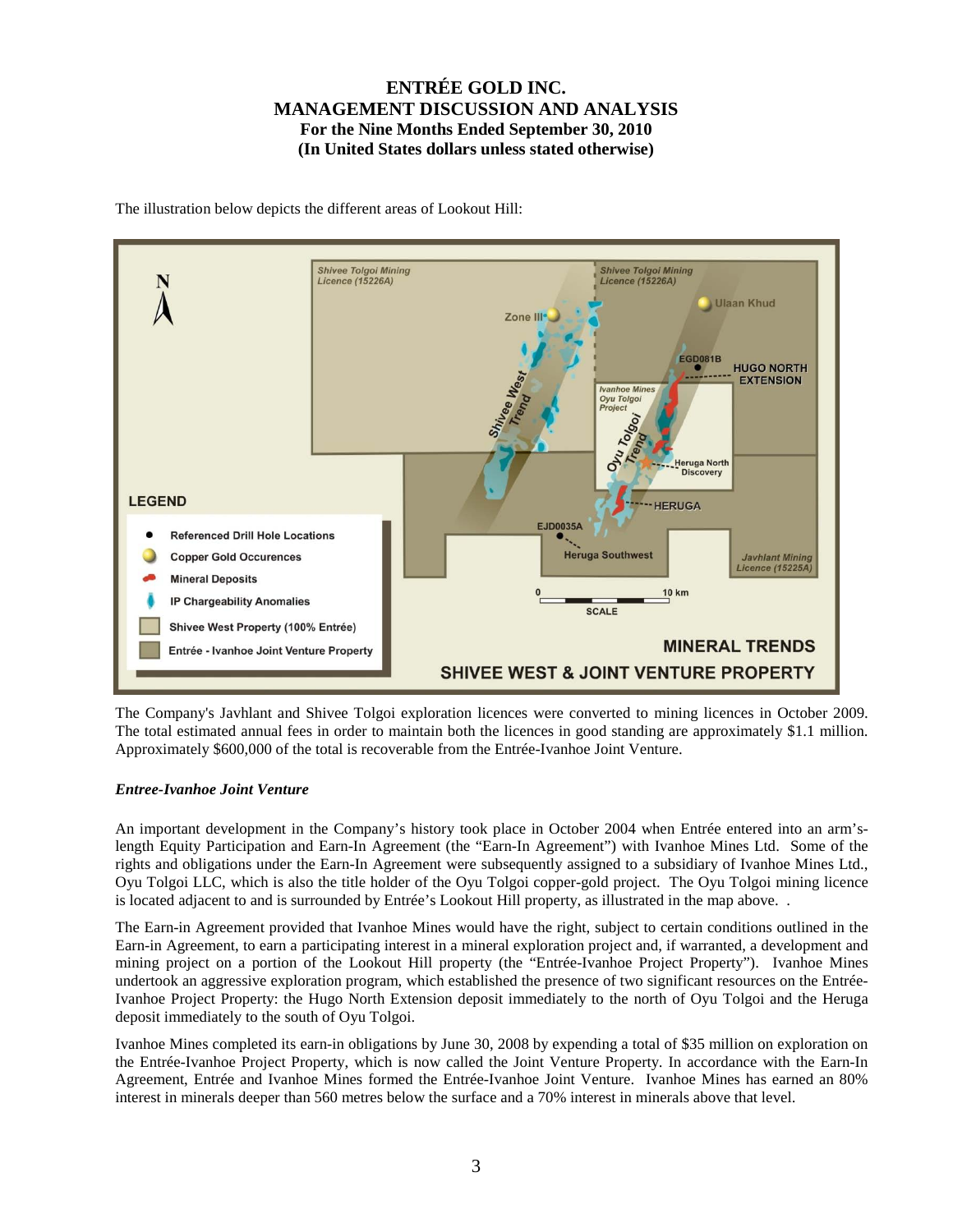The illustration below depicts the different areas of Lookout Hill:

The Company's Javhlant and Shivee Tolgoi exploration licences were converted to mining licences in October 2009. The total estimated annual fees in order to maintain both the licences in good standing are approximately $1.1 million. Approximately $600,000 of the total is recoverable from the Entrée-Ivanhoe Joint Venture.

### *Entree-Ivanhoe Joint Venture*

An important development in the Company's history took place in October 2004 when Entrée entered into an arm's-length Equity Participation and Earn-In Agreement (the "Earn-In Agreement") with Ivanhoe Mines Ltd. Some of the rights and obligations under the Earn-In Agreement were subsequently assigned to a subsidiary of Ivanhoe Mines Ltd., Oyu Tolgoi LLC, which is also the title holder of the Oyu Tolgoi copper-gold project. The Oyu Tolgoi mining licence is located adjacent to and is surrounded by Entrée's Lookout Hill property, as illustrated in the map above. .

The Earn-in Agreement provided that Ivanhoe Mines would have the right, subject to certain conditions outlined in the Earn-in Agreement, to earn a participating interest in a mineral exploration project and, if warranted, a development and mining project on a portion of the Lookout Hill property (the "Entrée-Ivanhoe Project Property"). Ivanhoe Mines undertook an aggressive exploration program, which established the presence of two significant resources on the Entrée-Ivanhoe Project Property: the Hugo North Extension deposit immediately to the north of Oyu Tolgoi and the Heruga deposit immediately to the south of Oyu Tolgoi.

Ivanhoe Mines completed its earn-in obligations by June 30, 2008 by expending a total of $35 million on exploration on the Entrée-Ivanhoe Project Property, which is now called the Joint Venture Property. In accordance with the Earn-In Agreement, Entrée and Ivanhoe Mines formed the Entrée-Ivanhoe Joint Venture. Ivanhoe Mines has earned an 80% interest in minerals deeper than 560 metres below the surface and a 70% interest in minerals above that level.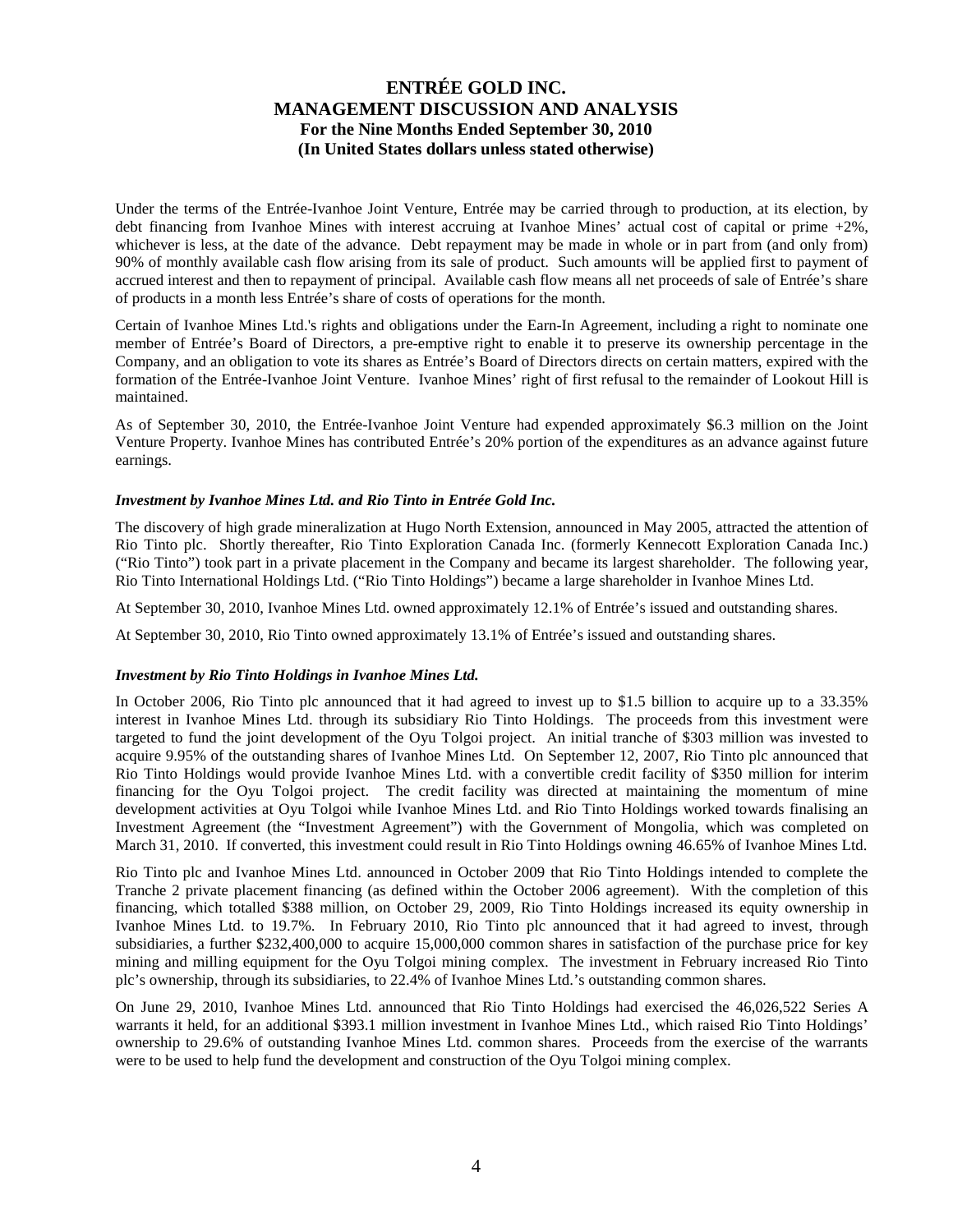Under the terms of the Entrée-Ivanhoe Joint Venture, Entrée may be carried through to production, at its election, by debt financing from Ivanhoe Mines with interest accruing at Ivanhoe Mines' actual cost of capital or prime +2%, whichever is less, at the date of the advance. Debt repayment may be made in whole or in part from (and only from) 90% of monthly available cash flow arising from its sale of product. Such amounts will be applied first to payment of accrued interest and then to repayment of principal. Available cash flow means all net proceeds of sale of Entrée's share of products in a month less Entrée's share of costs of operations for the month.

Certain of Ivanhoe Mines Ltd.'s rights and obligations under the Earn-In Agreement, including a right to nominate one member of Entrée's Board of Directors, a pre-emptive right to enable it to preserve its ownership percentage in the Company, and an obligation to vote its shares as Entrée's Board of Directors directs on certain matters, expired with the formation of the Entrée-Ivanhoe Joint Venture. Ivanhoe Mines' right of first refusal to the remainder of Lookout Hill is maintained.

As of September 30, 2010, the Entrée-Ivanhoe Joint Venture had expended approximately $6.3 million on the Joint Venture Property. Ivanhoe Mines has contributed Entrée's 20% portion of the expenditures as an advance against future earnings.

### *Investment by Ivanhoe Mines Ltd. and Rio Tinto in Entrée Gold Inc.*

The discovery of high grade mineralization at Hugo North Extension, announced in May 2005, attracted the attention of Rio Tinto plc. Shortly thereafter, Rio Tinto Exploration Canada Inc. (formerly Kennecott Exploration Canada Inc.) ("Rio Tinto") took part in a private placement in the Company and became its largest shareholder. The following year, Rio Tinto International Holdings Ltd. ("Rio Tinto Holdings") became a large shareholder in Ivanhoe Mines Ltd.

At September 30, 2010, Ivanhoe Mines Ltd. owned approximately 12.1% of Entrée's issued and outstanding shares.

At September 30, 2010, Rio Tinto owned approximately 13.1% of Entrée's issued and outstanding shares.

### *Investment by Rio Tinto Holdings in Ivanhoe Mines Ltd.*

In October 2006, Rio Tinto plc announced that it had agreed to invest up to $1.5 billion to acquire up to a 33.35% interest in Ivanhoe Mines Ltd. through its subsidiary Rio Tinto Holdings. The proceeds from this investment were targeted to fund the joint development of the Oyu Tolgoi project. An initial tranche of $303 million was invested to acquire 9.95% of the outstanding shares of Ivanhoe Mines Ltd. On September 12, 2007, Rio Tinto plc announced that Rio Tinto Holdings would provide Ivanhoe Mines Ltd. with a convertible credit facility of $350 million for interim financing for the Oyu Tolgoi project. The credit facility was directed at maintaining the momentum of mine development activities at Oyu Tolgoi while Ivanhoe Mines Ltd. and Rio Tinto Holdings worked towards finalising an Investment Agreement (the "Investment Agreement") with the Government of Mongolia, which was completed on March 31, 2010. If converted, this investment could result in Rio Tinto Holdings owning 46.65% of Ivanhoe Mines Ltd.

Rio Tinto plc and Ivanhoe Mines Ltd. announced in October 2009 that Rio Tinto Holdings intended to complete the Tranche 2 private placement financing (as defined within the October 2006 agreement). With the completion of this financing, which totalled $388 million, on October 29, 2009, Rio Tinto Holdings increased its equity ownership in Ivanhoe Mines Ltd. to 19.7%. In February 2010, Rio Tinto plc announced that it had agreed to invest, through subsidiaries, a further $232,400,000 to acquire 15,000,000 common shares in satisfaction of the purchase price for key mining and milling equipment for the Oyu Tolgoi mining complex. The investment in February increased Rio Tinto plc's ownership, through its subsidiaries, to 22.4% of Ivanhoe Mines Ltd.'s outstanding common shares.

On June 29, 2010, Ivanhoe Mines Ltd. announced that Rio Tinto Holdings had exercised the 46,026,522 Series A warrants it held, for an additional $393.1 million investment in Ivanhoe Mines Ltd., which raised Rio Tinto Holdings' ownership to 29.6% of outstanding Ivanhoe Mines Ltd. common shares. Proceeds from the exercise of the warrants were to be used to help fund the development and construction of the Oyu Tolgoi mining complex.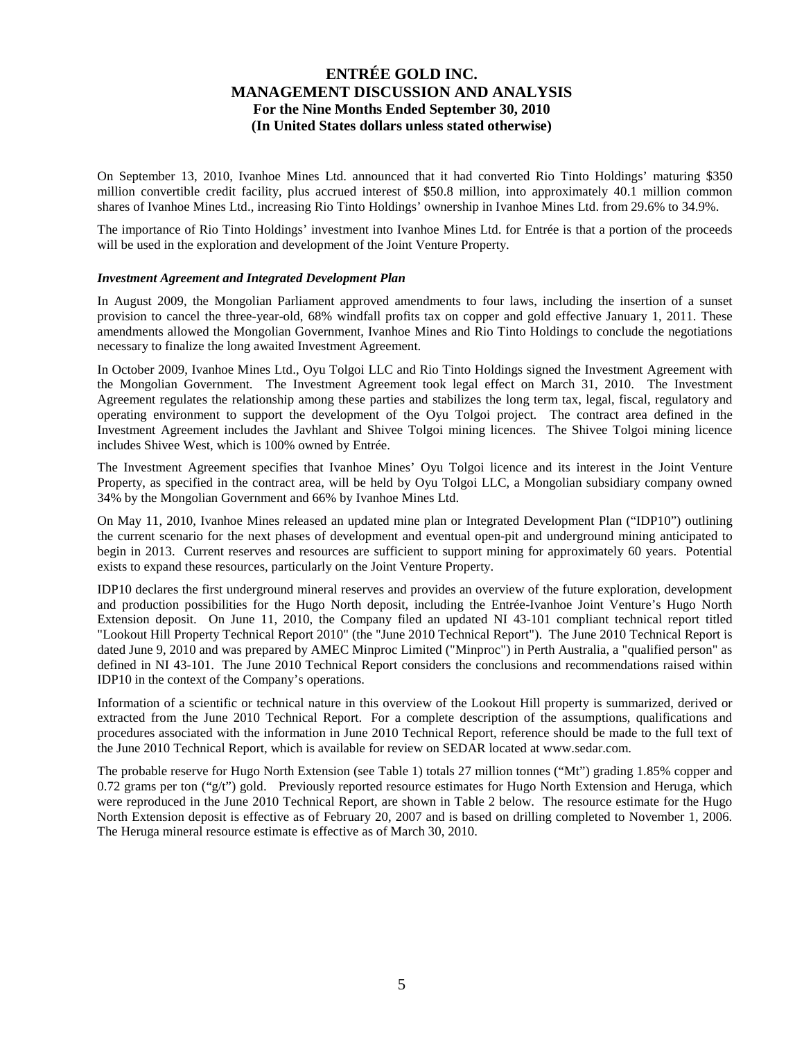On September 13, 2010, Ivanhoe Mines Ltd. announced that it had converted Rio Tinto Holdings' maturing $350 million convertible credit facility, plus accrued interest of $50.8 million, into approximately 40.1 million common shares of Ivanhoe Mines Ltd., increasing Rio Tinto Holdings' ownership in Ivanhoe Mines Ltd. from 29.6% to 34.9%.

The importance of Rio Tinto Holdings' investment into Ivanhoe Mines Ltd. for Entrée is that a portion of the proceeds will be used in the exploration and development of the Joint Venture Property.

***Investment Agreement and Integrated Development Plan***

In August 2009, the Mongolian Parliament approved amendments to four laws, including the insertion of a sunset provision to cancel the three-year-old, 68% windfall profits tax on copper and gold effective January 1, 2011. These amendments allowed the Mongolian Government, Ivanhoe Mines and Rio Tinto Holdings to conclude the negotiations necessary to finalize the long awaited Investment Agreement.

In October 2009, Ivanhoe Mines Ltd., Oyu Tolgoi LLC and Rio Tinto Holdings signed the Investment Agreement with the Mongolian Government. The Investment Agreement took legal effect on March 31, 2010. The Investment Agreement regulates the relationship among these parties and stabilizes the long term tax, legal, fiscal, regulatory and operating environment to support the development of the Oyu Tolgoi project. The contract area defined in the Investment Agreement includes the Javhlant and Shivee Tolgoi mining licences. The Shivee Tolgoi mining licence includes Shivee West, which is 100% owned by Entrée.

The Investment Agreement specifies that Ivanhoe Mines' Oyu Tolgoi licence and its interest in the Joint Venture Property, as specified in the contract area, will be held by Oyu Tolgoi LLC, a Mongolian subsidiary company owned 34% by the Mongolian Government and 66% by Ivanhoe Mines Ltd.

On May 11, 2010, Ivanhoe Mines released an updated mine plan or Integrated Development Plan ("IDP10") outlining the current scenario for the next phases of development and eventual open-pit and underground mining anticipated to begin in 2013. Current reserves and resources are sufficient to support mining for approximately 60 years. Potential exists to expand these resources, particularly on the Joint Venture Property.

IDP10 declares the first underground mineral reserves and provides an overview of the future exploration, development and production possibilities for the Hugo North deposit, including the Entrée-Ivanhoe Joint Venture's Hugo North Extension deposit. On June 11, 2010, the Company filed an updated NI 43-101 compliant technical report titled "Lookout Hill Property Technical Report 2010" (the "June 2010 Technical Report"). The June 2010 Technical Report is dated June 9, 2010 and was prepared by AMEC Minproc Limited ("Minproc") in Perth Australia, a "qualified person" as defined in NI 43-101. The June 2010 Technical Report considers the conclusions and recommendations raised within IDP10 in the context of the Company's operations.

Information of a scientific or technical nature in this overview of the Lookout Hill property is summarized, derived or extracted from the June 2010 Technical Report. For a complete description of the assumptions, qualifications and procedures associated with the information in June 2010 Technical Report, reference should be made to the full text of the June 2010 Technical Report, which is available for review on SEDAR located at www.sedar.com.

The probable reserve for Hugo North Extension (see Table 1) totals 27 million tonnes ("Mt") grading 1.85% copper and 0.72 grams per ton ("g/t") gold. Previously reported resource estimates for Hugo North Extension and Heruga, which were reproduced in the June 2010 Technical Report, are shown in Table 2 below. The resource estimate for the Hugo North Extension deposit is effective as of February 20, 2007 and is based on drilling completed to November 1, 2006. The Heruga mineral resource estimate is effective as of March 30, 2010.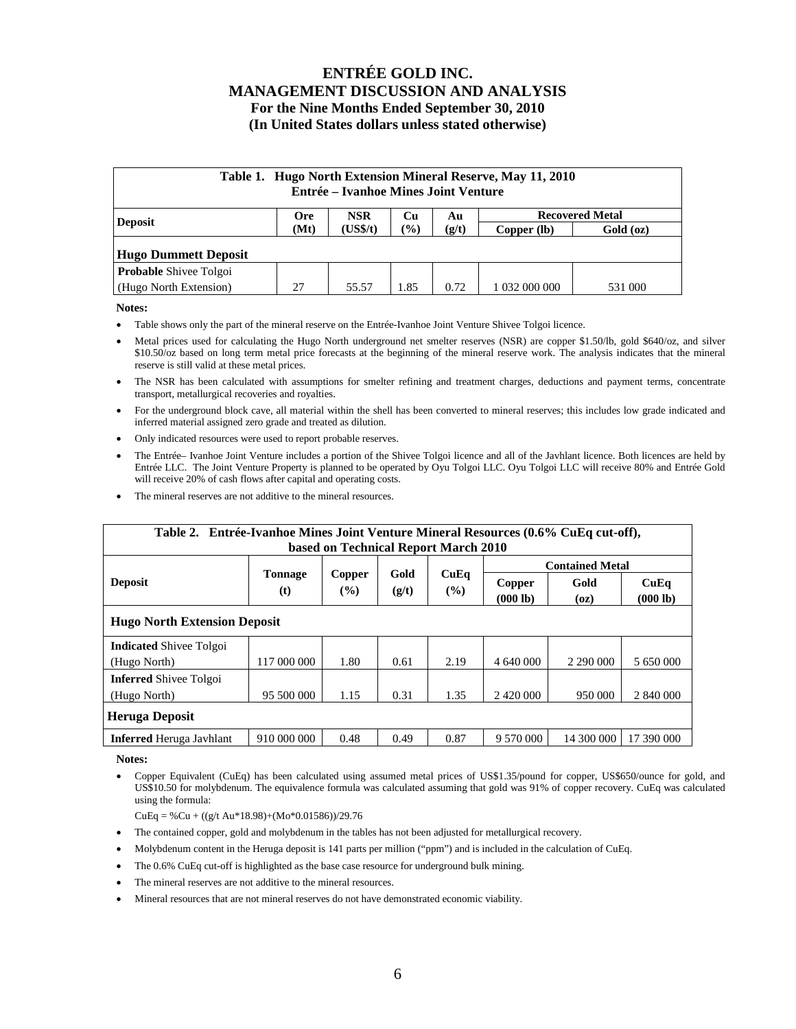# ENTRÉE GOLD INC.
# MANAGEMENT DISCUSSION AND ANALYSIS
## For the Nine Months Ended September 30, 2010
## (In United States dollars unless stated otherwise)

**Table 1. Hugo North Extension Mineral Reserve, May 11, 2010**
**Entrée – Ivanhoe Mines Joint Venture**

| Deposit | Ore (Mt) | NSR (US$/t) | Cu (%) | Au (g/t) | Recovered Metal | |
|---|---|---|---|---|---|---|
| | | | | | Copper (lb) | Gold (oz) |
| **Hugo Dummett Deposit** | | | | | | |
| **Probable** Shivee Tolgoi (Hugo North Extension) | 27 | 55.57 | 1.85 | 0.72 | 1 032 000 000 | 531 000 |

**Notes:**

- Table shows only the part of the mineral reserve on the Entrée-Ivanhoe Joint Venture Shivee Tolgoi licence.
- Metal prices used for calculating the Hugo North underground net smelter reserves (NSR) are copper $1.50/lb, gold $640/oz, and silver $10.50/oz based on long term metal price forecasts at the beginning of the mineral reserve work. The analysis indicates that the mineral reserve is still valid at these metal prices.
- The NSR has been calculated with assumptions for smelter refining and treatment charges, deductions and payment terms, concentrate transport, metallurgical recoveries and royalties.
- For the underground block cave, all material within the shell has been converted to mineral reserves; this includes low grade indicated and inferred material assigned zero grade and treated as dilution.
- Only indicated resources were used to report probable reserves.
- The Entrée– Ivanhoe Joint Venture includes a portion of the Shivee Tolgoi licence and all of the Javhlant licence. Both licences are held by Entrée LLC. The Joint Venture Property is planned to be operated by Oyu Tolgoi LLC. Oyu Tolgoi LLC will receive 80% and Entrée Gold will receive 20% of cash flows after capital and operating costs.
- The mineral reserves are not additive to the mineral resources.

**Table 2. Entrée-Ivanhoe Mines Joint Venture Mineral Resources (0.6% CuEq cut-off), based on Technical Report March 2010**

| Deposit | Tonnage (t) | Copper (%) | Gold (g/t) | CuEq (%) | Contained Metal | | |
|---|---|---|---|---|---|---|---|
| | | | | | Copper (000 lb) | Gold (oz) | CuEq (000 lb) |
| **Hugo North Extension Deposit** | | | | | | | |
| **Indicated** Shivee Tolgoi (Hugo North) | 117 000 000 | 1.80 | 0.61 | 2.19 | 4 640 000 | 2 290 000 | 5 650 000 |
| **Inferred** Shivee Tolgoi (Hugo North) | 95 500 000 | 1.15 | 0.31 | 1.35 | 2 420 000 | 950 000 | 2 840 000 |
| **Heruga Deposit** | | | | | | | |
| **Inferred** Heruga Javhlant | 910 000 000 | 0.48 | 0.49 | 0.87 | 9 570 000 | 14 300 000 | 17 390 000 |

**Notes:**

- Copper Equivalent (CuEq) has been calculated using assumed metal prices of US$1.35/pound for copper, US$650/ounce for gold, and US$10.50 for molybdenum. The equivalence formula was calculated assuming that gold was 91% of copper recovery. CuEq was calculated using the formula:

  CuEq = %Cu + ((g/t Au*18.98)+(Mo*0.01586))/29.76

- The contained copper, gold and molybdenum in the tables has not been adjusted for metallurgical recovery.
- Molybdenum content in the Heruga deposit is 141 parts per million ("ppm") and is included in the calculation of CuEq.
- The 0.6% CuEq cut-off is highlighted as the base case resource for underground bulk mining.
- The mineral reserves are not additive to the mineral resources.
- Mineral resources that are not mineral reserves do not have demonstrated economic viability.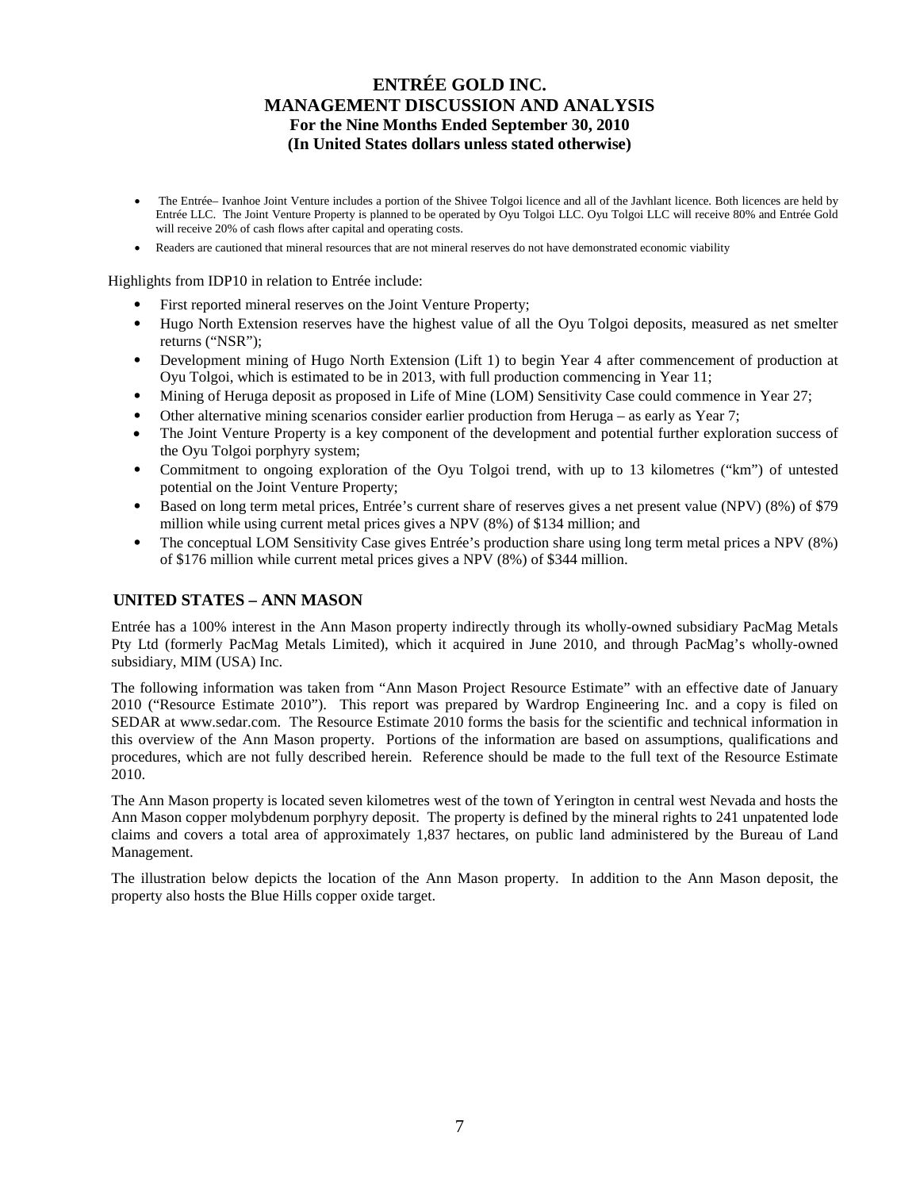- The Entrée– Ivanhoe Joint Venture includes a portion of the Shivee Tolgoi licence and all of the Javhlant licence. Both licences are held by Entrée LLC. The Joint Venture Property is planned to be operated by Oyu Tolgoi LLC. Oyu Tolgoi LLC will receive 80% and Entrée Gold will receive 20% of cash flows after capital and operating costs.
- Readers are cautioned that mineral resources that are not mineral reserves do not have demonstrated economic viability

Highlights from IDP10 in relation to Entrée include:

- First reported mineral reserves on the Joint Venture Property;
- Hugo North Extension reserves have the highest value of all the Oyu Tolgoi deposits, measured as net smelter returns ("NSR");
- Development mining of Hugo North Extension (Lift 1) to begin Year 4 after commencement of production at Oyu Tolgoi, which is estimated to be in 2013, with full production commencing in Year 11;
- Mining of Heruga deposit as proposed in Life of Mine (LOM) Sensitivity Case could commence in Year 27;
- Other alternative mining scenarios consider earlier production from Heruga – as early as Year 7;
- The Joint Venture Property is a key component of the development and potential further exploration success of the Oyu Tolgoi porphyry system;
- Commitment to ongoing exploration of the Oyu Tolgoi trend, with up to 13 kilometres ("km") of untested potential on the Joint Venture Property;
- Based on long term metal prices, Entrée's current share of reserves gives a net present value (NPV) (8%) of $79 million while using current metal prices gives a NPV (8%) of $134 million; and
- The conceptual LOM Sensitivity Case gives Entrée's production share using long term metal prices a NPV (8%) of $176 million while current metal prices gives a NPV (8%) of $344 million.

## UNITED STATES – ANN MASON

Entrée has a 100% interest in the Ann Mason property indirectly through its wholly-owned subsidiary PacMag Metals Pty Ltd (formerly PacMag Metals Limited), which it acquired in June 2010, and through PacMag's wholly-owned subsidiary, MIM (USA) Inc.

The following information was taken from "Ann Mason Project Resource Estimate" with an effective date of January 2010 ("Resource Estimate 2010"). This report was prepared by Wardrop Engineering Inc. and a copy is filed on SEDAR at www.sedar.com. The Resource Estimate 2010 forms the basis for the scientific and technical information in this overview of the Ann Mason property. Portions of the information are based on assumptions, qualifications and procedures, which are not fully described herein. Reference should be made to the full text of the Resource Estimate 2010.

The Ann Mason property is located seven kilometres west of the town of Yerington in central west Nevada and hosts the Ann Mason copper molybdenum porphyry deposit. The property is defined by the mineral rights to 241 unpatented lode claims and covers a total area of approximately 1,837 hectares, on public land administered by the Bureau of Land Management.

The illustration below depicts the location of the Ann Mason property. In addition to the Ann Mason deposit, the property also hosts the Blue Hills copper oxide target.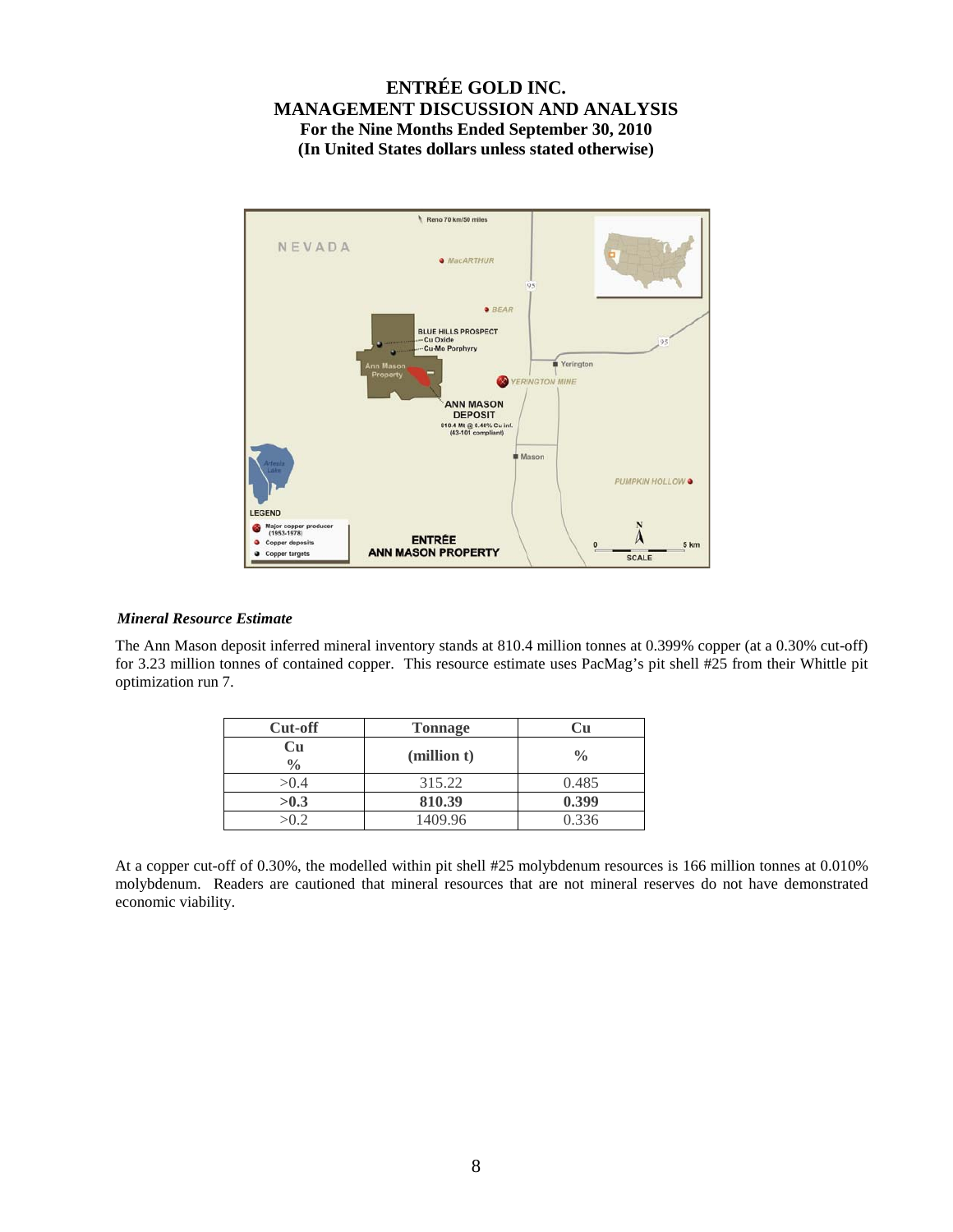### *Mineral Resource Estimate*

The Ann Mason deposit inferred mineral inventory stands at 810.4 million tonnes at 0.399% copper (at a 0.30% cut-off) for 3.23 million tonnes of contained copper. This resource estimate uses PacMag's pit shell #25 from their Whittle pit optimization run 7.

| Cut-off | Tonnage | Cu |
|---|---|---|
| Cu % | (million t) | % |
| >0.4 | 315.22 | 0.485 |
| **>0.3** | **810.39** | **0.399** |
| >0.2 | 1409.96 | 0.336 |

At a copper cut-off of 0.30%, the modelled within pit shell #25 molybdenum resources is 166 million tonnes at 0.010% molybdenum. Readers are cautioned that mineral resources that are not mineral reserves do not have demonstrated economic viability.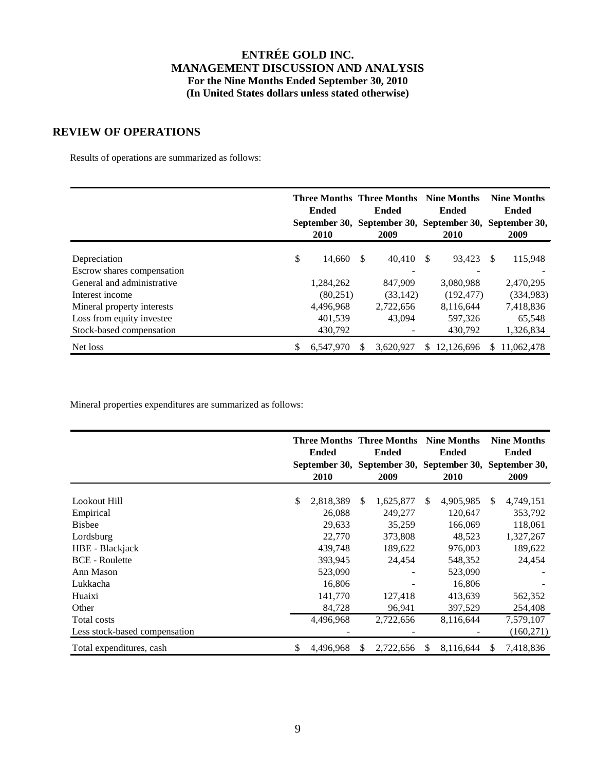# ENTRÉE GOLD INC.
## MANAGEMENT DISCUSSION AND ANALYSIS
### For the Nine Months Ended September 30, 2010
### (In United States dollars unless stated otherwise)

## REVIEW OF OPERATIONS

Results of operations are summarized as follows:

| | Three Months Ended September 30, 2010 | Three Months Ended September 30, 2009 | Nine Months Ended September 30, 2010 | Nine Months Ended September 30, 2009 |
|---|---|---|---|---|
| Depreciation | $ 14,660 | $ 40,410 | $ 93,423 | $ 115,948 |
| Escrow shares compensation | | - | - | - |
| General and administrative | 1,284,262 | 847,909 | 3,080,988 | 2,470,295 |
| Interest income | (80,251) | (33,142) | (192,477) | (334,983) |
| Mineral property interests | 4,496,968 | 2,722,656 | 8,116,644 | 7,418,836 |
| Loss from equity investee | 401,539 | 43,094 | 597,326 | 65,548 |
| Stock-based compensation | 430,792 | - | 430,792 | 1,326,834 |
| Net loss | $ 6,547,970 | $ 3,620,927 | $ 12,126,696 | $ 11,062,478 |

Mineral properties expenditures are summarized as follows:

| | Three Months Ended September 30, 2010 | Three Months Ended September 30, 2009 | Nine Months Ended September 30, 2010 | Nine Months Ended September 30, 2009 |
|---|---|---|---|---|
| Lookout Hill | $ 2,818,389 | $ 1,625,877 | $ 4,905,985 | $ 4,749,151 |
| Empirical | 26,088 | 249,277 | 120,647 | 353,792 |
| Bisbee | 29,633 | 35,259 | 166,069 | 118,061 |
| Lordsburg | 22,770 | 373,808 | 48,523 | 1,327,267 |
| HBE - Blackjack | 439,748 | 189,622 | 976,003 | 189,622 |
| BCE - Roulette | 393,945 | 24,454 | 548,352 | 24,454 |
| Ann Mason | 523,090 | - | 523,090 | - |
| Lukkacha | 16,806 | - | 16,806 | - |
| Huaixi | 141,770 | 127,418 | 413,639 | 562,352 |
| Other | 84,728 | 96,941 | 397,529 | 254,408 |
| Total costs | 4,496,968 | 2,722,656 | 8,116,644 | 7,579,107 |
| Less stock-based compensation | - | - | - | (160,271) |
| Total expenditures, cash | $ 4,496,968 | $ 2,722,656 | $ 8,116,644 | $ 7,418,836 |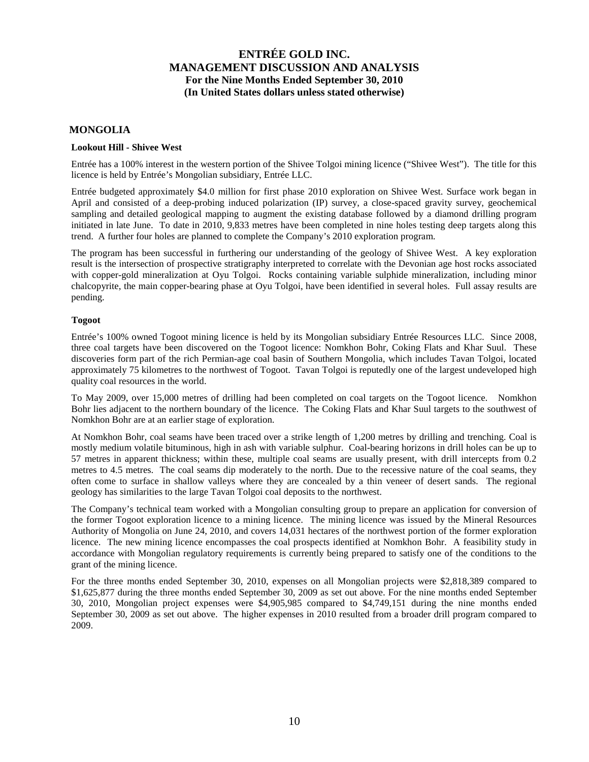## MONGOLIA

### Lookout Hill - Shivee West

Entrée has a 100% interest in the western portion of the Shivee Tolgoi mining licence ("Shivee West"). The title for this licence is held by Entrée's Mongolian subsidiary, Entrée LLC.

Entrée budgeted approximately $4.0 million for first phase 2010 exploration on Shivee West. Surface work began in April and consisted of a deep-probing induced polarization (IP) survey, a close-spaced gravity survey, geochemical sampling and detailed geological mapping to augment the existing database followed by a diamond drilling program initiated in late June. To date in 2010, 9,833 metres have been completed in nine holes testing deep targets along this trend. A further four holes are planned to complete the Company's 2010 exploration program.

The program has been successful in furthering our understanding of the geology of Shivee West. A key exploration result is the intersection of prospective stratigraphy interpreted to correlate with the Devonian age host rocks associated with copper-gold mineralization at Oyu Tolgoi. Rocks containing variable sulphide mineralization, including minor chalcopyrite, the main copper-bearing phase at Oyu Tolgoi, have been identified in several holes. Full assay results are pending.

### Togoot

Entrée's 100% owned Togoot mining licence is held by its Mongolian subsidiary Entrée Resources LLC. Since 2008, three coal targets have been discovered on the Togoot licence: Nomkhon Bohr, Coking Flats and Khar Suul. These discoveries form part of the rich Permian-age coal basin of Southern Mongolia, which includes Tavan Tolgoi, located approximately 75 kilometres to the northwest of Togoot. Tavan Tolgoi is reputedly one of the largest undeveloped high quality coal resources in the world.

To May 2009, over 15,000 metres of drilling had been completed on coal targets on the Togoot licence. Nomkhon Bohr lies adjacent to the northern boundary of the licence. The Coking Flats and Khar Suul targets to the southwest of Nomkhon Bohr are at an earlier stage of exploration.

At Nomkhon Bohr, coal seams have been traced over a strike length of 1,200 metres by drilling and trenching. Coal is mostly medium volatile bituminous, high in ash with variable sulphur. Coal-bearing horizons in drill holes can be up to 57 metres in apparent thickness; within these, multiple coal seams are usually present, with drill intercepts from 0.2 metres to 4.5 metres. The coal seams dip moderately to the north. Due to the recessive nature of the coal seams, they often come to surface in shallow valleys where they are concealed by a thin veneer of desert sands. The regional geology has similarities to the large Tavan Tolgoi coal deposits to the northwest.

The Company's technical team worked with a Mongolian consulting group to prepare an application for conversion of the former Togoot exploration licence to a mining licence. The mining licence was issued by the Mineral Resources Authority of Mongolia on June 24, 2010, and covers 14,031 hectares of the northwest portion of the former exploration licence. The new mining licence encompasses the coal prospects identified at Nomkhon Bohr. A feasibility study in accordance with Mongolian regulatory requirements is currently being prepared to satisfy one of the conditions to the grant of the mining licence.

For the three months ended September 30, 2010, expenses on all Mongolian projects were $2,818,389 compared to $1,625,877 during the three months ended September 30, 2009 as set out above. For the nine months ended September 30, 2010, Mongolian project expenses were $4,905,985 compared to $4,749,151 during the nine months ended September 30, 2009 as set out above. The higher expenses in 2010 resulted from a broader drill program compared to 2009.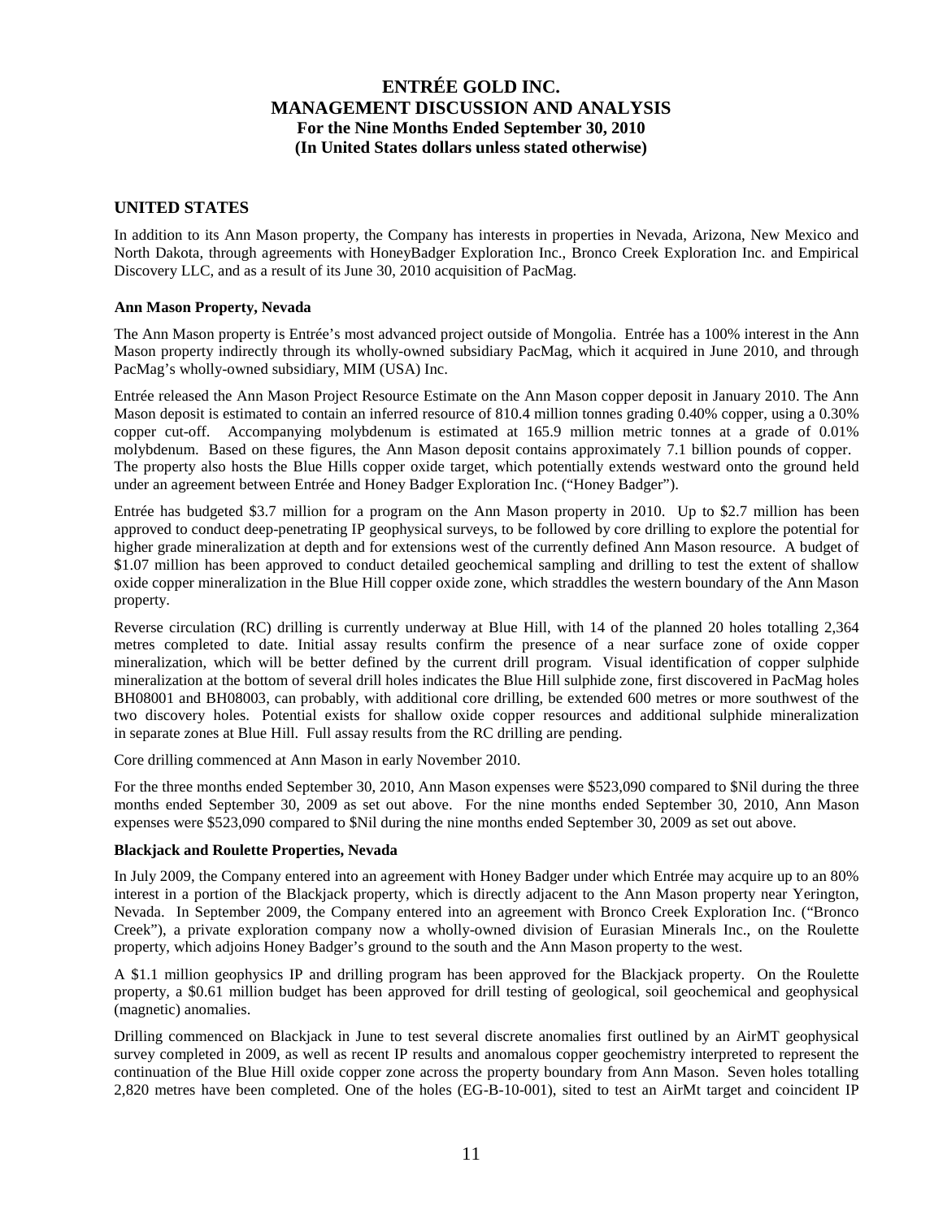## UNITED STATES

In addition to its Ann Mason property, the Company has interests in properties in Nevada, Arizona, New Mexico and North Dakota, through agreements with HoneyBadger Exploration Inc., Bronco Creek Exploration Inc. and Empirical Discovery LLC, and as a result of its June 30, 2010 acquisition of PacMag.

### Ann Mason Property, Nevada

The Ann Mason property is Entrée's most advanced project outside of Mongolia. Entrée has a 100% interest in the Ann Mason property indirectly through its wholly-owned subsidiary PacMag, which it acquired in June 2010, and through PacMag's wholly-owned subsidiary, MIM (USA) Inc.

Entrée released the Ann Mason Project Resource Estimate on the Ann Mason copper deposit in January 2010. The Ann Mason deposit is estimated to contain an inferred resource of 810.4 million tonnes grading 0.40% copper, using a 0.30% copper cut-off. Accompanying molybdenum is estimated at 165.9 million metric tonnes at a grade of 0.01% molybdenum. Based on these figures, the Ann Mason deposit contains approximately 7.1 billion pounds of copper. The property also hosts the Blue Hills copper oxide target, which potentially extends westward onto the ground held under an agreement between Entrée and Honey Badger Exploration Inc. ("Honey Badger").

Entrée has budgeted $3.7 million for a program on the Ann Mason property in 2010. Up to $2.7 million has been approved to conduct deep-penetrating IP geophysical surveys, to be followed by core drilling to explore the potential for higher grade mineralization at depth and for extensions west of the currently defined Ann Mason resource. A budget of $1.07 million has been approved to conduct detailed geochemical sampling and drilling to test the extent of shallow oxide copper mineralization in the Blue Hill copper oxide zone, which straddles the western boundary of the Ann Mason property.

Reverse circulation (RC) drilling is currently underway at Blue Hill, with 14 of the planned 20 holes totalling 2,364 metres completed to date. Initial assay results confirm the presence of a near surface zone of oxide copper mineralization, which will be better defined by the current drill program. Visual identification of copper sulphide mineralization at the bottom of several drill holes indicates the Blue Hill sulphide zone, first discovered in PacMag holes BH08001 and BH08003, can probably, with additional core drilling, be extended 600 metres or more southwest of the two discovery holes. Potential exists for shallow oxide copper resources and additional sulphide mineralization in separate zones at Blue Hill. Full assay results from the RC drilling are pending.

Core drilling commenced at Ann Mason in early November 2010.

For the three months ended September 30, 2010, Ann Mason expenses were $523,090 compared to $Nil during the three months ended September 30, 2009 as set out above. For the nine months ended September 30, 2010, Ann Mason expenses were $523,090 compared to $Nil during the nine months ended September 30, 2009 as set out above.

### Blackjack and Roulette Properties, Nevada

In July 2009, the Company entered into an agreement with Honey Badger under which Entrée may acquire up to an 80% interest in a portion of the Blackjack property, which is directly adjacent to the Ann Mason property near Yerington, Nevada. In September 2009, the Company entered into an agreement with Bronco Creek Exploration Inc. ("Bronco Creek"), a private exploration company now a wholly-owned division of Eurasian Minerals Inc., on the Roulette property, which adjoins Honey Badger's ground to the south and the Ann Mason property to the west.

A $1.1 million geophysics IP and drilling program has been approved for the Blackjack property. On the Roulette property, a $0.61 million budget has been approved for drill testing of geological, soil geochemical and geophysical (magnetic) anomalies.

Drilling commenced on Blackjack in June to test several discrete anomalies first outlined by an AirMT geophysical survey completed in 2009, as well as recent IP results and anomalous copper geochemistry interpreted to represent the continuation of the Blue Hill oxide copper zone across the property boundary from Ann Mason. Seven holes totalling 2,820 metres have been completed. One of the holes (EG-B-10-001), sited to test an AirMt target and coincident IP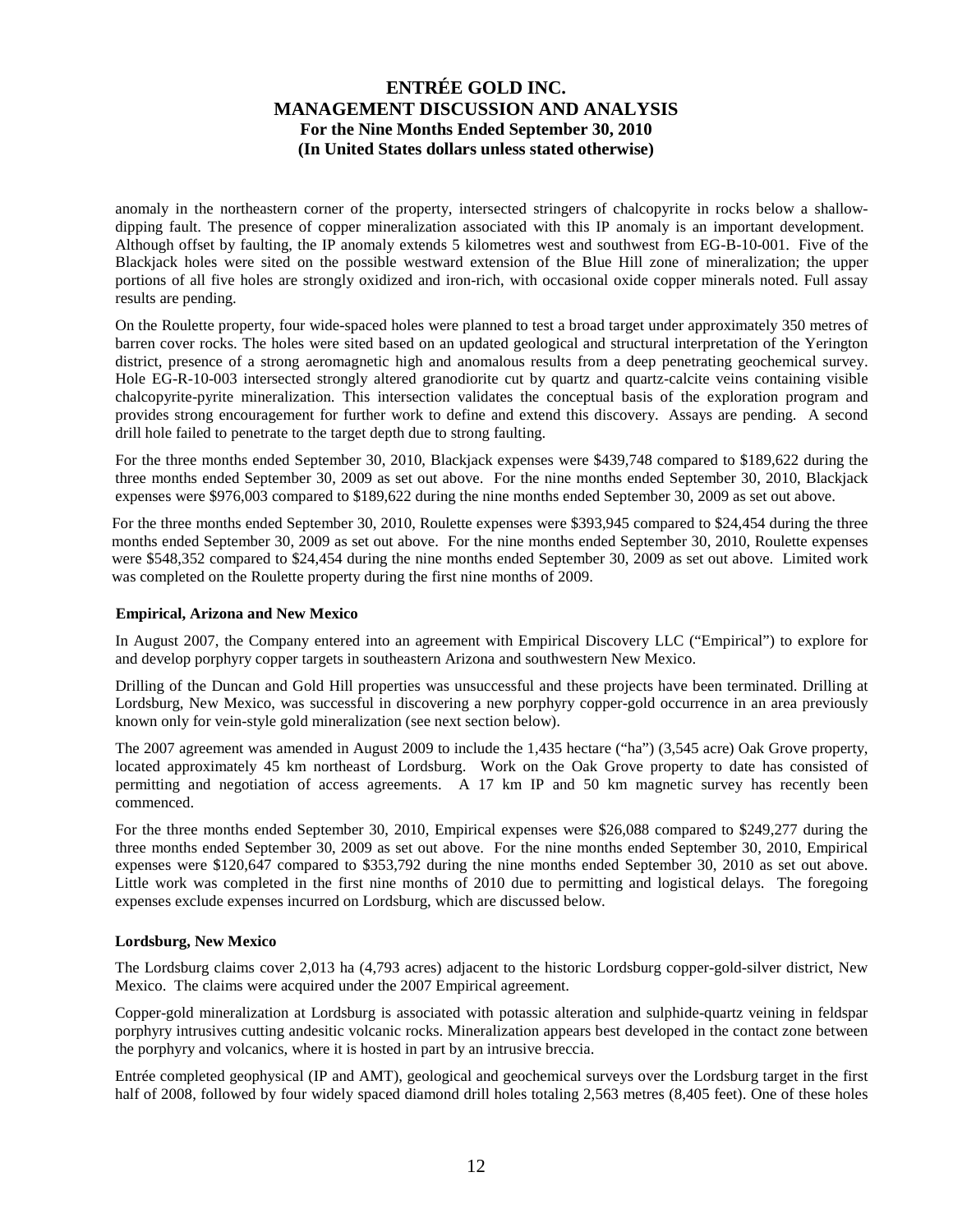anomaly in the northeastern corner of the property, intersected stringers of chalcopyrite in rocks below a shallow-dipping fault. The presence of copper mineralization associated with this IP anomaly is an important development. Although offset by faulting, the IP anomaly extends 5 kilometres west and southwest from EG-B-10-001. Five of the Blackjack holes were sited on the possible westward extension of the Blue Hill zone of mineralization; the upper portions of all five holes are strongly oxidized and iron-rich, with occasional oxide copper minerals noted. Full assay results are pending.

On the Roulette property, four wide-spaced holes were planned to test a broad target under approximately 350 metres of barren cover rocks. The holes were sited based on an updated geological and structural interpretation of the Yerington district, presence of a strong aeromagnetic high and anomalous results from a deep penetrating geochemical survey. Hole EG-R-10-003 intersected strongly altered granodiorite cut by quartz and quartz-calcite veins containing visible chalcopyrite-pyrite mineralization. This intersection validates the conceptual basis of the exploration program and provides strong encouragement for further work to define and extend this discovery. Assays are pending. A second drill hole failed to penetrate to the target depth due to strong faulting.

For the three months ended September 30, 2010, Blackjack expenses were $439,748 compared to $189,622 during the three months ended September 30, 2009 as set out above. For the nine months ended September 30, 2010, Blackjack expenses were $976,003 compared to $189,622 during the nine months ended September 30, 2009 as set out above.

For the three months ended September 30, 2010, Roulette expenses were $393,945 compared to $24,454 during the three months ended September 30, 2009 as set out above. For the nine months ended September 30, 2010, Roulette expenses were $548,352 compared to $24,454 during the nine months ended September 30, 2009 as set out above. Limited work was completed on the Roulette property during the first nine months of 2009.

**Empirical, Arizona and New Mexico**

In August 2007, the Company entered into an agreement with Empirical Discovery LLC ("Empirical") to explore for and develop porphyry copper targets in southeastern Arizona and southwestern New Mexico.

Drilling of the Duncan and Gold Hill properties was unsuccessful and these projects have been terminated. Drilling at Lordsburg, New Mexico, was successful in discovering a new porphyry copper-gold occurrence in an area previously known only for vein-style gold mineralization (see next section below).

The 2007 agreement was amended in August 2009 to include the 1,435 hectare ("ha") (3,545 acre) Oak Grove property, located approximately 45 km northeast of Lordsburg. Work on the Oak Grove property to date has consisted of permitting and negotiation of access agreements. A 17 km IP and 50 km magnetic survey has recently been commenced.

For the three months ended September 30, 2010, Empirical expenses were $26,088 compared to $249,277 during the three months ended September 30, 2009 as set out above. For the nine months ended September 30, 2010, Empirical expenses were $120,647 compared to $353,792 during the nine months ended September 30, 2010 as set out above. Little work was completed in the first nine months of 2010 due to permitting and logistical delays. The foregoing expenses exclude expenses incurred on Lordsburg, which are discussed below.

**Lordsburg, New Mexico**

The Lordsburg claims cover 2,013 ha (4,793 acres) adjacent to the historic Lordsburg copper-gold-silver district, New Mexico. The claims were acquired under the 2007 Empirical agreement.

Copper-gold mineralization at Lordsburg is associated with potassic alteration and sulphide-quartz veining in feldspar porphyry intrusives cutting andesitic volcanic rocks. Mineralization appears best developed in the contact zone between the porphyry and volcanics, where it is hosted in part by an intrusive breccia.

Entrée completed geophysical (IP and AMT), geological and geochemical surveys over the Lordsburg target in the first half of 2008, followed by four widely spaced diamond drill holes totaling 2,563 metres (8,405 feet). One of these holes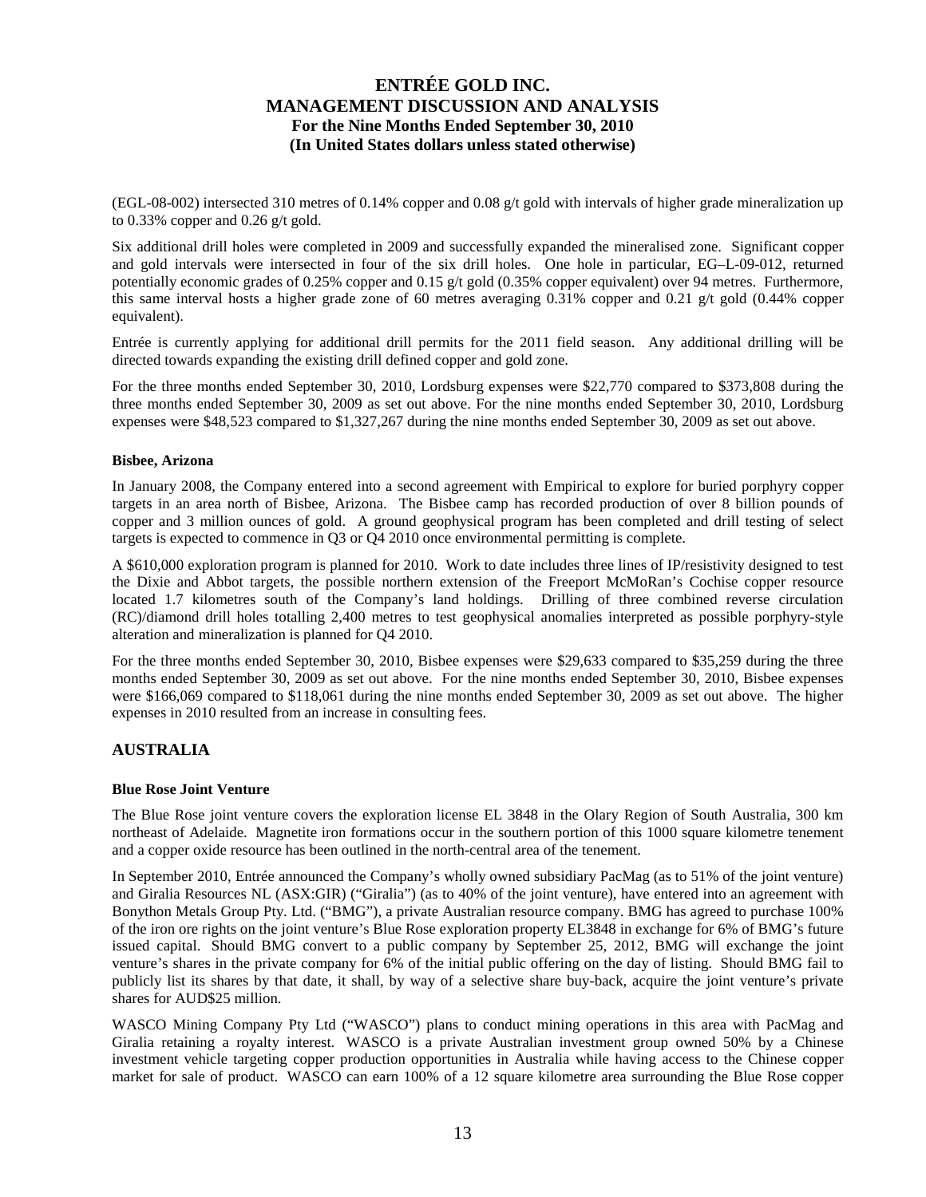(EGL-08-002) intersected 310 metres of 0.14% copper and 0.08 g/t gold with intervals of higher grade mineralization up to 0.33% copper and 0.26 g/t gold.

Six additional drill holes were completed in 2009 and successfully expanded the mineralised zone. Significant copper and gold intervals were intersected in four of the six drill holes. One hole in particular, EG–L-09-012, returned potentially economic grades of 0.25% copper and 0.15 g/t gold (0.35% copper equivalent) over 94 metres. Furthermore, this same interval hosts a higher grade zone of 60 metres averaging 0.31% copper and 0.21 g/t gold (0.44% copper equivalent).

Entrée is currently applying for additional drill permits for the 2011 field season. Any additional drilling will be directed towards expanding the existing drill defined copper and gold zone.

For the three months ended September 30, 2010, Lordsburg expenses were $22,770 compared to $373,808 during the three months ended September 30, 2009 as set out above. For the nine months ended September 30, 2010, Lordsburg expenses were $48,523 compared to $1,327,267 during the nine months ended September 30, 2009 as set out above.

#### Bisbee, Arizona

In January 2008, the Company entered into a second agreement with Empirical to explore for buried porphyry copper targets in an area north of Bisbee, Arizona. The Bisbee camp has recorded production of over 8 billion pounds of copper and 3 million ounces of gold. A ground geophysical program has been completed and drill testing of select targets is expected to commence in Q3 or Q4 2010 once environmental permitting is complete.

A $610,000 exploration program is planned for 2010. Work to date includes three lines of IP/resistivity designed to test the Dixie and Abbot targets, the possible northern extension of the Freeport McMoRan's Cochise copper resource located 1.7 kilometres south of the Company's land holdings. Drilling of three combined reverse circulation (RC)/diamond drill holes totalling 2,400 metres to test geophysical anomalies interpreted as possible porphyry-style alteration and mineralization is planned for Q4 2010.

For the three months ended September 30, 2010, Bisbee expenses were $29,633 compared to $35,259 during the three months ended September 30, 2009 as set out above. For the nine months ended September 30, 2010, Bisbee expenses were $166,069 compared to $118,061 during the nine months ended September 30, 2009 as set out above. The higher expenses in 2010 resulted from an increase in consulting fees.

## AUSTRALIA

#### Blue Rose Joint Venture

The Blue Rose joint venture covers the exploration license EL 3848 in the Olary Region of South Australia, 300 km northeast of Adelaide. Magnetite iron formations occur in the southern portion of this 1000 square kilometre tenement and a copper oxide resource has been outlined in the north-central area of the tenement.

In September 2010, Entrée announced the Company's wholly owned subsidiary PacMag (as to 51% of the joint venture) and Giralia Resources NL (ASX:GIR) ("Giralia") (as to 40% of the joint venture), have entered into an agreement with Bonython Metals Group Pty. Ltd. ("BMG"), a private Australian resource company. BMG has agreed to purchase 100% of the iron ore rights on the joint venture's Blue Rose exploration property EL3848 in exchange for 6% of BMG's future issued capital. Should BMG convert to a public company by September 25, 2012, BMG will exchange the joint venture's shares in the private company for 6% of the initial public offering on the day of listing. Should BMG fail to publicly list its shares by that date, it shall, by way of a selective share buy-back, acquire the joint venture's private shares for AUD$25 million.

WASCO Mining Company Pty Ltd ("WASCO") plans to conduct mining operations in this area with PacMag and Giralia retaining a royalty interest. WASCO is a private Australian investment group owned 50% by a Chinese investment vehicle targeting copper production opportunities in Australia while having access to the Chinese copper market for sale of product. WASCO can earn 100% of a 12 square kilometre area surrounding the Blue Rose copper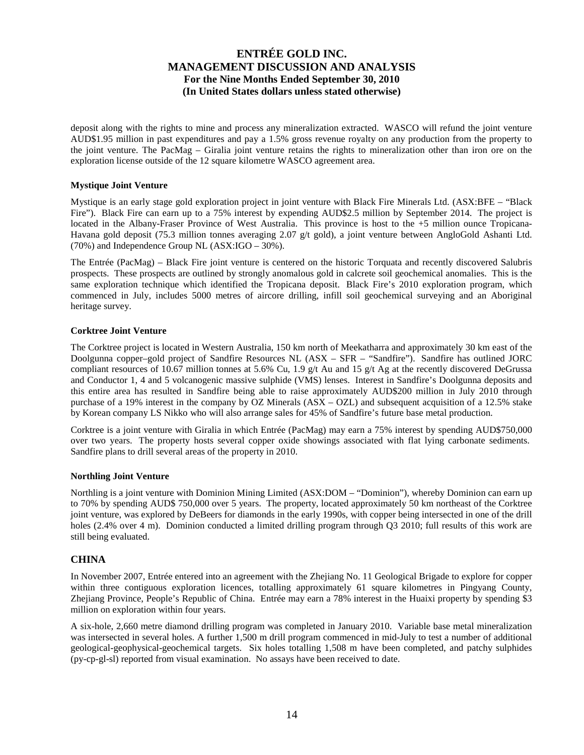deposit along with the rights to mine and process any mineralization extracted. WASCO will refund the joint venture AUD$1.95 million in past expenditures and pay a 1.5% gross revenue royalty on any production from the property to the joint venture. The PacMag – Giralia joint venture retains the rights to mineralization other than iron ore on the exploration license outside of the 12 square kilometre WASCO agreement area.

**Mystique Joint Venture**

Mystique is an early stage gold exploration project in joint venture with Black Fire Minerals Ltd. (ASX:BFE – "Black Fire"). Black Fire can earn up to a 75% interest by expending AUD$2.5 million by September 2014. The project is located in the Albany-Fraser Province of West Australia. This province is host to the +5 million ounce Tropicana-Havana gold deposit (75.3 million tonnes averaging 2.07 g/t gold), a joint venture between AngloGold Ashanti Ltd. (70%) and Independence Group NL (ASX:IGO – 30%).

The Entrée (PacMag) – Black Fire joint venture is centered on the historic Torquata and recently discovered Salubris prospects. These prospects are outlined by strongly anomalous gold in calcrete soil geochemical anomalies. This is the same exploration technique which identified the Tropicana deposit. Black Fire's 2010 exploration program, which commenced in July, includes 5000 metres of aircore drilling, infill soil geochemical surveying and an Aboriginal heritage survey.

**Corktree Joint Venture**

The Corktree project is located in Western Australia, 150 km north of Meekatharra and approximately 30 km east of the Doolgunna copper–gold project of Sandfire Resources NL (ASX – SFR – "Sandfire"). Sandfire has outlined JORC compliant resources of 10.67 million tonnes at 5.6% Cu, 1.9 g/t Au and 15 g/t Ag at the recently discovered DeGrussa and Conductor 1, 4 and 5 volcanogenic massive sulphide (VMS) lenses. Interest in Sandfire's Doolgunna deposits and this entire area has resulted in Sandfire being able to raise approximately AUD$200 million in July 2010 through purchase of a 19% interest in the company by OZ Minerals (ASX – OZL) and subsequent acquisition of a 12.5% stake by Korean company LS Nikko who will also arrange sales for 45% of Sandfire's future base metal production.

Corktree is a joint venture with Giralia in which Entrée (PacMag) may earn a 75% interest by spending AUD$750,000 over two years. The property hosts several copper oxide showings associated with flat lying carbonate sediments. Sandfire plans to drill several areas of the property in 2010.

**Northling Joint Venture**

Northling is a joint venture with Dominion Mining Limited (ASX:DOM – "Dominion"), whereby Dominion can earn up to 70% by spending AUD$ 750,000 over 5 years. The property, located approximately 50 km northeast of the Corktree joint venture, was explored by DeBeers for diamonds in the early 1990s, with copper being intersected in one of the drill holes (2.4% over 4 m). Dominion conducted a limited drilling program through Q3 2010; full results of this work are still being evaluated.

## CHINA

In November 2007, Entrée entered into an agreement with the Zhejiang No. 11 Geological Brigade to explore for copper within three contiguous exploration licences, totalling approximately 61 square kilometres in Pingyang County, Zhejiang Province, People's Republic of China. Entrée may earn a 78% interest in the Huaixi property by spending $3 million on exploration within four years.

A six-hole, 2,660 metre diamond drilling program was completed in January 2010. Variable base metal mineralization was intersected in several holes. A further 1,500 m drill program commenced in mid-July to test a number of additional geological-geophysical-geochemical targets. Six holes totalling 1,508 m have been completed, and patchy sulphides (py-cp-gl-sl) reported from visual examination. No assays have been received to date.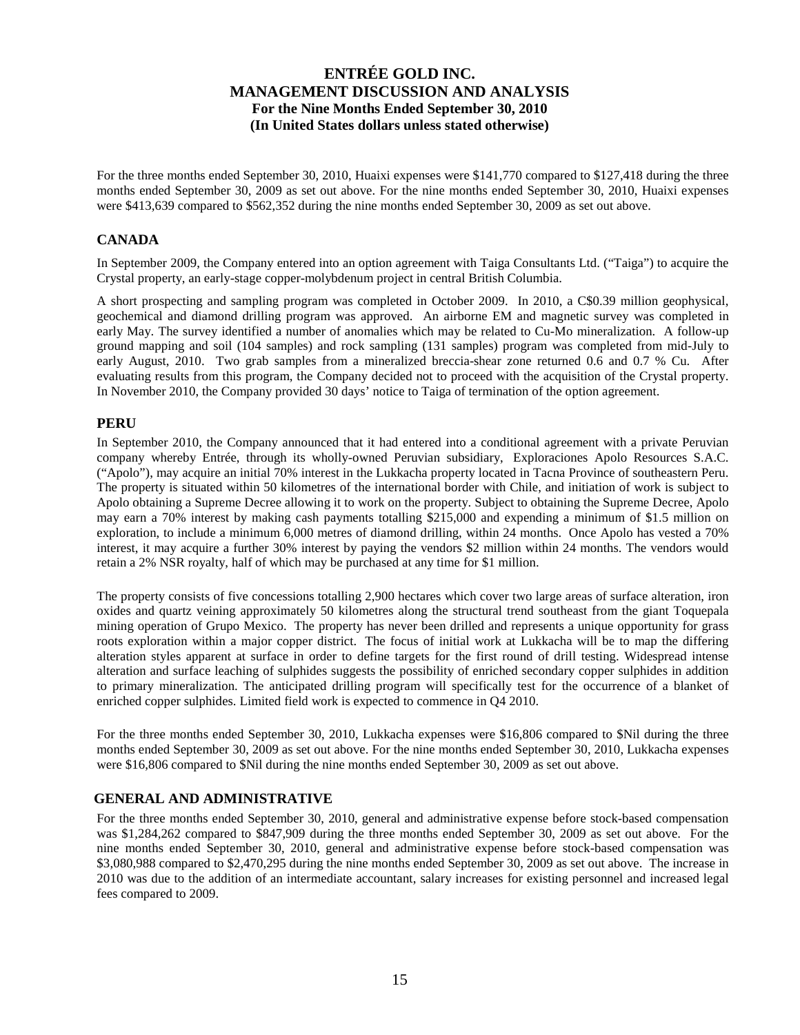For the three months ended September 30, 2010, Huaixi expenses were $141,770 compared to $127,418 during the three months ended September 30, 2009 as set out above. For the nine months ended September 30, 2010, Huaixi expenses were $413,639 compared to $562,352 during the nine months ended September 30, 2009 as set out above.

## CANADA

In September 2009, the Company entered into an option agreement with Taiga Consultants Ltd. ("Taiga") to acquire the Crystal property, an early-stage copper-molybdenum project in central British Columbia.

A short prospecting and sampling program was completed in October 2009. In 2010, a C$0.39 million geophysical, geochemical and diamond drilling program was approved. An airborne EM and magnetic survey was completed in early May. The survey identified a number of anomalies which may be related to Cu-Mo mineralization. A follow-up ground mapping and soil (104 samples) and rock sampling (131 samples) program was completed from mid-July to early August, 2010. Two grab samples from a mineralized breccia-shear zone returned 0.6 and 0.7 % Cu. After evaluating results from this program, the Company decided not to proceed with the acquisition of the Crystal property. In November 2010, the Company provided 30 days' notice to Taiga of termination of the option agreement.

## PERU

In September 2010, the Company announced that it had entered into a conditional agreement with a private Peruvian company whereby Entrée, through its wholly-owned Peruvian subsidiary, Exploraciones Apolo Resources S.A.C. ("Apolo"), may acquire an initial 70% interest in the Lukkacha property located in Tacna Province of southeastern Peru. The property is situated within 50 kilometres of the international border with Chile, and initiation of work is subject to Apolo obtaining a Supreme Decree allowing it to work on the property. Subject to obtaining the Supreme Decree, Apolo may earn a 70% interest by making cash payments totalling $215,000 and expending a minimum of $1.5 million on exploration, to include a minimum 6,000 metres of diamond drilling, within 24 months. Once Apolo has vested a 70% interest, it may acquire a further 30% interest by paying the vendors $2 million within 24 months. The vendors would retain a 2% NSR royalty, half of which may be purchased at any time for $1 million.

The property consists of five concessions totalling 2,900 hectares which cover two large areas of surface alteration, iron oxides and quartz veining approximately 50 kilometres along the structural trend southeast from the giant Toquepala mining operation of Grupo Mexico. The property has never been drilled and represents a unique opportunity for grass roots exploration within a major copper district. The focus of initial work at Lukkacha will be to map the differing alteration styles apparent at surface in order to define targets for the first round of drill testing. Widespread intense alteration and surface leaching of sulphides suggests the possibility of enriched secondary copper sulphides in addition to primary mineralization. The anticipated drilling program will specifically test for the occurrence of a blanket of enriched copper sulphides. Limited field work is expected to commence in Q4 2010.

For the three months ended September 30, 2010, Lukkacha expenses were $16,806 compared to $Nil during the three months ended September 30, 2009 as set out above. For the nine months ended September 30, 2010, Lukkacha expenses were $16,806 compared to $Nil during the nine months ended September 30, 2009 as set out above.

## GENERAL AND ADMINISTRATIVE

For the three months ended September 30, 2010, general and administrative expense before stock-based compensation was $1,284,262 compared to $847,909 during the three months ended September 30, 2009 as set out above. For the nine months ended September 30, 2010, general and administrative expense before stock-based compensation was $3,080,988 compared to $2,470,295 during the nine months ended September 30, 2009 as set out above. The increase in 2010 was due to the addition of an intermediate accountant, salary increases for existing personnel and increased legal fees compared to 2009.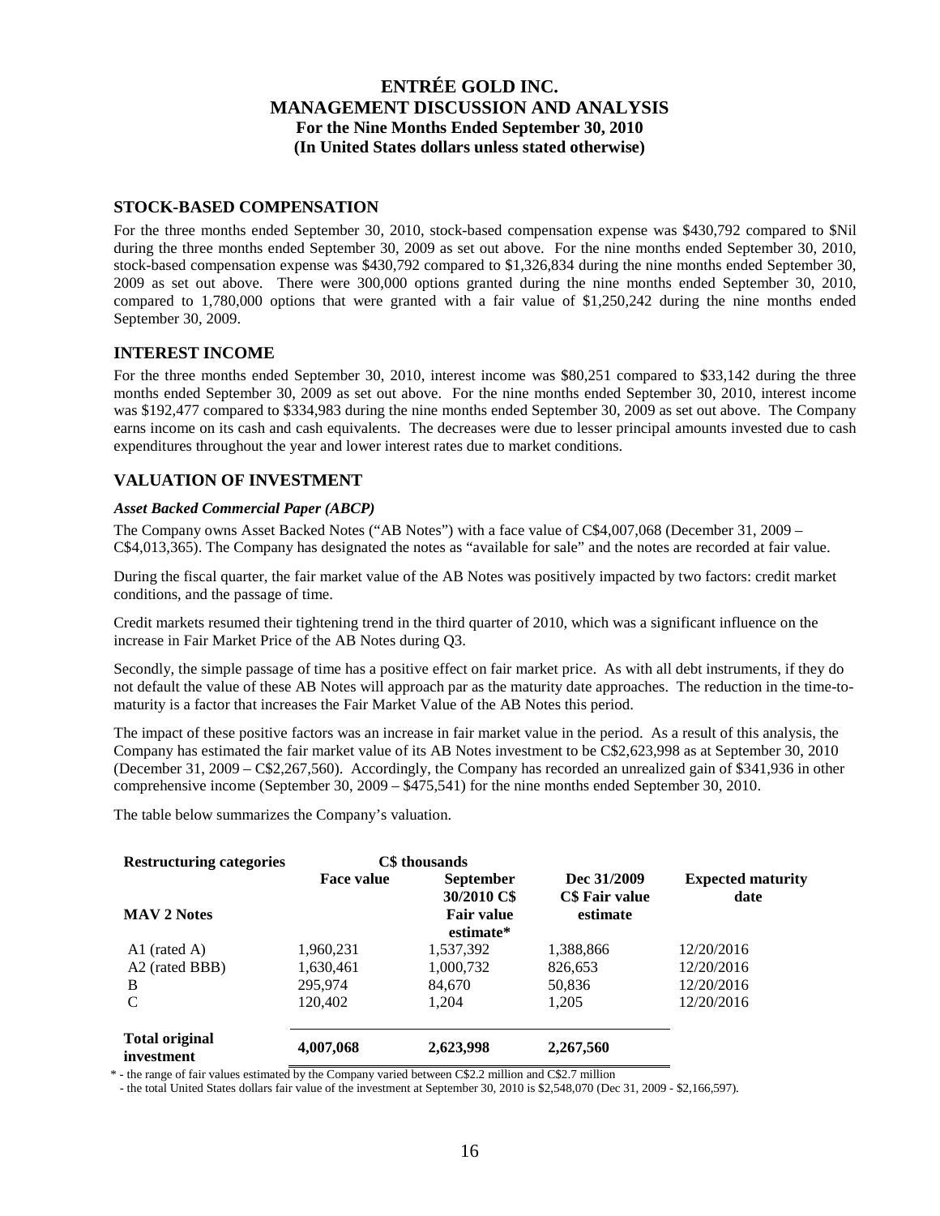## STOCK-BASED COMPENSATION

For the three months ended September 30, 2010, stock-based compensation expense was $430,792 compared to $Nil during the three months ended September 30, 2009 as set out above. For the nine months ended September 30, 2010, stock-based compensation expense was $430,792 compared to $1,326,834 during the nine months ended September 30, 2009 as set out above. There were 300,000 options granted during the nine months ended September 30, 2010, compared to 1,780,000 options that were granted with a fair value of $1,250,242 during the nine months ended September 30, 2009.

## INTEREST INCOME

For the three months ended September 30, 2010, interest income was $80,251 compared to $33,142 during the three months ended September 30, 2009 as set out above. For the nine months ended September 30, 2010, interest income was $192,477 compared to $334,983 during the nine months ended September 30, 2009 as set out above. The Company earns income on its cash and cash equivalents. The decreases were due to lesser principal amounts invested due to cash expenditures throughout the year and lower interest rates due to market conditions.

## VALUATION OF INVESTMENT

### *Asset Backed Commercial Paper (ABCP)*

The Company owns Asset Backed Notes ("AB Notes") with a face value of C$4,007,068 (December 31, 2009 – C$4,013,365). The Company has designated the notes as "available for sale" and the notes are recorded at fair value.

During the fiscal quarter, the fair market value of the AB Notes was positively impacted by two factors: credit market conditions, and the passage of time.

Credit markets resumed their tightening trend in the third quarter of 2010, which was a significant influence on the increase in Fair Market Price of the AB Notes during Q3.

Secondly, the simple passage of time has a positive effect on fair market price. As with all debt instruments, if they do not default the value of these AB Notes will approach par as the maturity date approaches. The reduction in the time-to-maturity is a factor that increases the Fair Market Value of the AB Notes this period.

The impact of these positive factors was an increase in fair market value in the period. As a result of this analysis, the Company has estimated the fair market value of its AB Notes investment to be C$2,623,998 as at September 30, 2010 (December 31, 2009 – C$2,267,560). Accordingly, the Company has recorded an unrealized gain of $341,936 in other comprehensive income (September 30, 2009 – $475,541) for the nine months ended September 30, 2010.

The table below summarizes the Company's valuation.

| **Restructuring categories** | **C$ thousands** | | | |
|---|---|---|---|---|
| **MAV 2 Notes** | **Face value** | **September 30/2010 C$ Fair value estimate*** | **Dec 31/2009 C$ Fair value estimate** | **Expected maturity date** |
| A1 (rated A) | 1,960,231 | 1,537,392 | 1,388,866 | 12/20/2016 |
| A2 (rated BBB) | 1,630,461 | 1,000,732 | 826,653 | 12/20/2016 |
| B | 295,974 | 84,670 | 50,836 | 12/20/2016 |
| C | 120,402 | 1,204 | 1,205 | 12/20/2016 |
| **Total original investment** | **4,007,068** | **2,623,998** | **2,267,560** | |

\* - the range of fair values estimated by the Company varied between C$2.2 million and C$2.7 million

- the total United States dollars fair value of the investment at September 30, 2010 is $2,548,070 (Dec 31, 2009 - $2,166,597).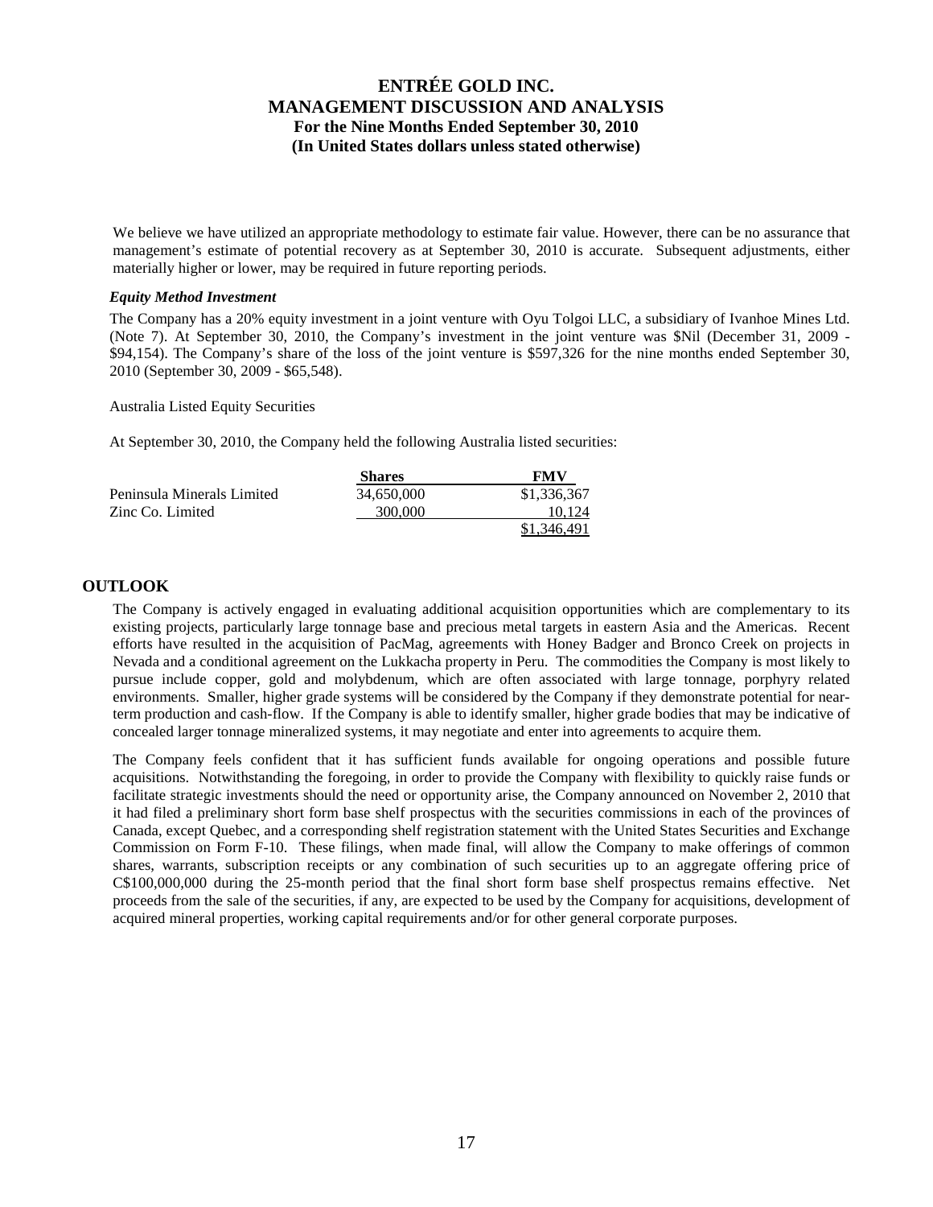We believe we have utilized an appropriate methodology to estimate fair value. However, there can be no assurance that management's estimate of potential recovery as at September 30, 2010 is accurate. Subsequent adjustments, either materially higher or lower, may be required in future reporting periods.

***Equity Method Investment***

The Company has a 20% equity investment in a joint venture with Oyu Tolgoi LLC, a subsidiary of Ivanhoe Mines Ltd. (Note 7). At September 30, 2010, the Company's investment in the joint venture was $Nil (December 31, 2009 - $94,154). The Company's share of the loss of the joint venture is $597,326 for the nine months ended September 30, 2010 (September 30, 2009 - $65,548).

Australia Listed Equity Securities

At September 30, 2010, the Company held the following Australia listed securities:

| | Shares | FMV |
|---|---|---|
| Peninsula Minerals Limited | 34,650,000 | $1,336,367 |
| Zinc Co. Limited | 300,000 | 10,124 |
| | | $1,346,491 |

## OUTLOOK

The Company is actively engaged in evaluating additional acquisition opportunities which are complementary to its existing projects, particularly large tonnage base and precious metal targets in eastern Asia and the Americas. Recent efforts have resulted in the acquisition of PacMag, agreements with Honey Badger and Bronco Creek on projects in Nevada and a conditional agreement on the Lukkacha property in Peru. The commodities the Company is most likely to pursue include copper, gold and molybdenum, which are often associated with large tonnage, porphyry related environments. Smaller, higher grade systems will be considered by the Company if they demonstrate potential for near-term production and cash-flow. If the Company is able to identify smaller, higher grade bodies that may be indicative of concealed larger tonnage mineralized systems, it may negotiate and enter into agreements to acquire them.

The Company feels confident that it has sufficient funds available for ongoing operations and possible future acquisitions. Notwithstanding the foregoing, in order to provide the Company with flexibility to quickly raise funds or facilitate strategic investments should the need or opportunity arise, the Company announced on November 2, 2010 that it had filed a preliminary short form base shelf prospectus with the securities commissions in each of the provinces of Canada, except Quebec, and a corresponding shelf registration statement with the United States Securities and Exchange Commission on Form F-10. These filings, when made final, will allow the Company to make offerings of common shares, warrants, subscription receipts or any combination of such securities up to an aggregate offering price of C$100,000,000 during the 25-month period that the final short form base shelf prospectus remains effective. Net proceeds from the sale of the securities, if any, are expected to be used by the Company for acquisitions, development of acquired mineral properties, working capital requirements and/or for other general corporate purposes.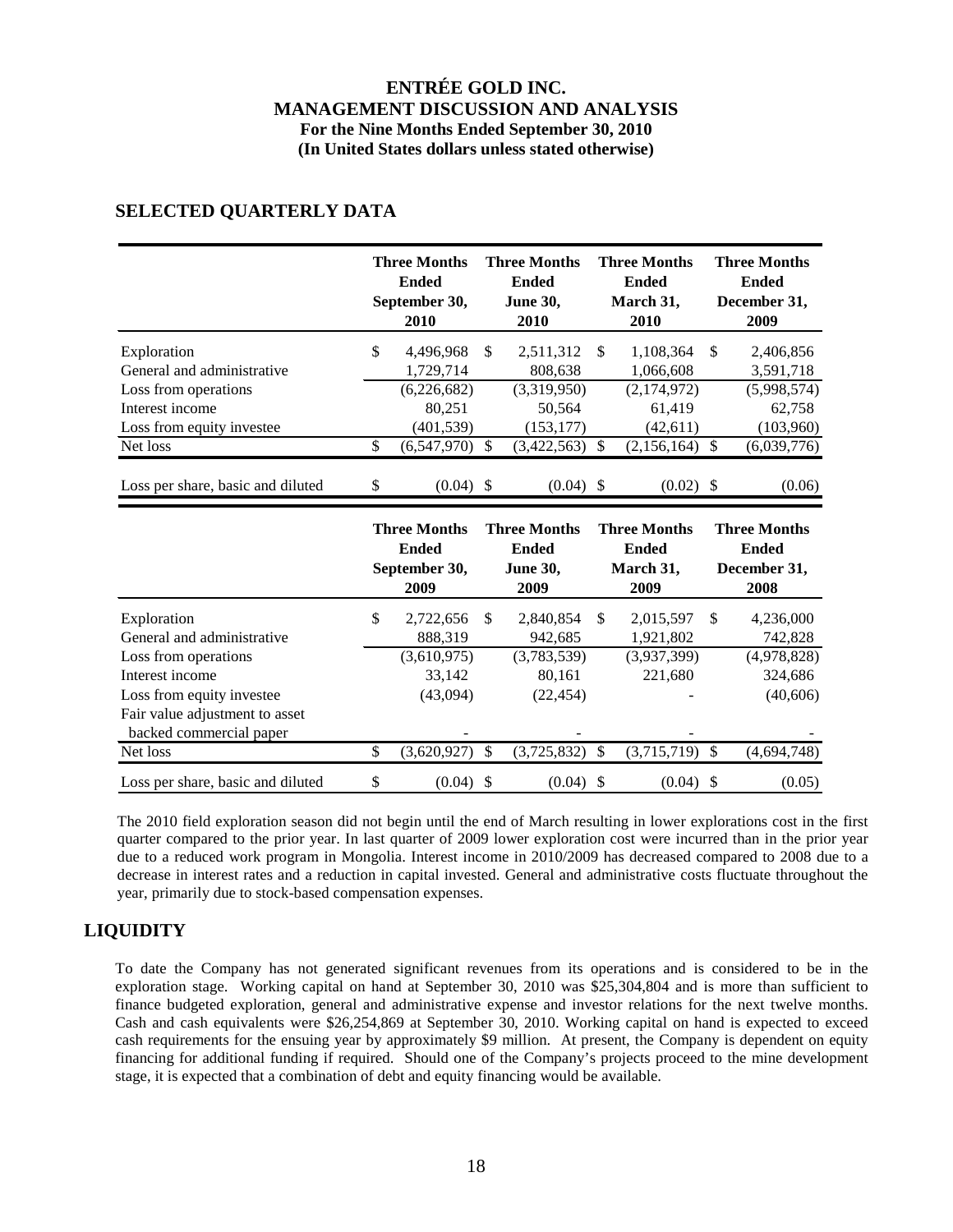# ENTRÉE GOLD INC.
# MANAGEMENT DISCUSSION AND ANALYSIS
**For the Nine Months Ended September 30, 2010**
**(In United States dollars unless stated otherwise)**

## SELECTED QUARTERLY DATA

| | Three Months Ended September 30, 2010 | Three Months Ended June 30, 2010 | Three Months Ended March 31, 2010 | Three Months Ended December 31, 2009 |
|---|---|---|---|---|
| Exploration | $ 4,496,968 | $ 2,511,312 | $ 1,108,364 | $ 2,406,856 |
| General and administrative | 1,729,714 | 808,638 | 1,066,608 | 3,591,718 |
| Loss from operations | (6,226,682) | (3,319,950) | (2,174,972) | (5,998,574) |
| Interest income | 80,251 | 50,564 | 61,419 | 62,758 |
| Loss from equity investee | (401,539) | (153,177) | (42,611) | (103,960) |
| Net loss | $ (6,547,970) | $ (3,422,563) | $ (2,156,164) | $ (6,039,776) |
| Loss per share, basic and diluted | $ (0.04) | $ (0.04) | $ (0.02) | $ (0.06) |

| | Three Months Ended September 30, 2009 | Three Months Ended June 30, 2009 | Three Months Ended March 31, 2009 | Three Months Ended December 31, 2008 |
|---|---|---|---|---|
| Exploration | $ 2,722,656 | $ 2,840,854 | $ 2,015,597 | $ 4,236,000 |
| General and administrative | 888,319 | 942,685 | 1,921,802 | 742,828 |
| Loss from operations | (3,610,975) | (3,783,539) | (3,937,399) | (4,978,828) |
| Interest income | 33,142 | 80,161 | 221,680 | 324,686 |
| Loss from equity investee | (43,094) | (22,454) | - | (40,606) |
| Fair value adjustment to asset backed commercial paper | - | - | - | - |
| Net loss | $ (3,620,927) | $ (3,725,832) | $ (3,715,719) | $ (4,694,748) |
| Loss per share, basic and diluted | $ (0.04) | $ (0.04) | $ (0.04) | $ (0.05) |

The 2010 field exploration season did not begin until the end of March resulting in lower explorations cost in the first quarter compared to the prior year. In last quarter of 2009 lower exploration cost were incurred than in the prior year due to a reduced work program in Mongolia. Interest income in 2010/2009 has decreased compared to 2008 due to a decrease in interest rates and a reduction in capital invested. General and administrative costs fluctuate throughout the year, primarily due to stock-based compensation expenses.

## LIQUIDITY

To date the Company has not generated significant revenues from its operations and is considered to be in the exploration stage. Working capital on hand at September 30, 2010 was $25,304,804 and is more than sufficient to finance budgeted exploration, general and administrative expense and investor relations for the next twelve months. Cash and cash equivalents were $26,254,869 at September 30, 2010. Working capital on hand is expected to exceed cash requirements for the ensuing year by approximately $9 million. At present, the Company is dependent on equity financing for additional funding if required. Should one of the Company's projects proceed to the mine development stage, it is expected that a combination of debt and equity financing would be available.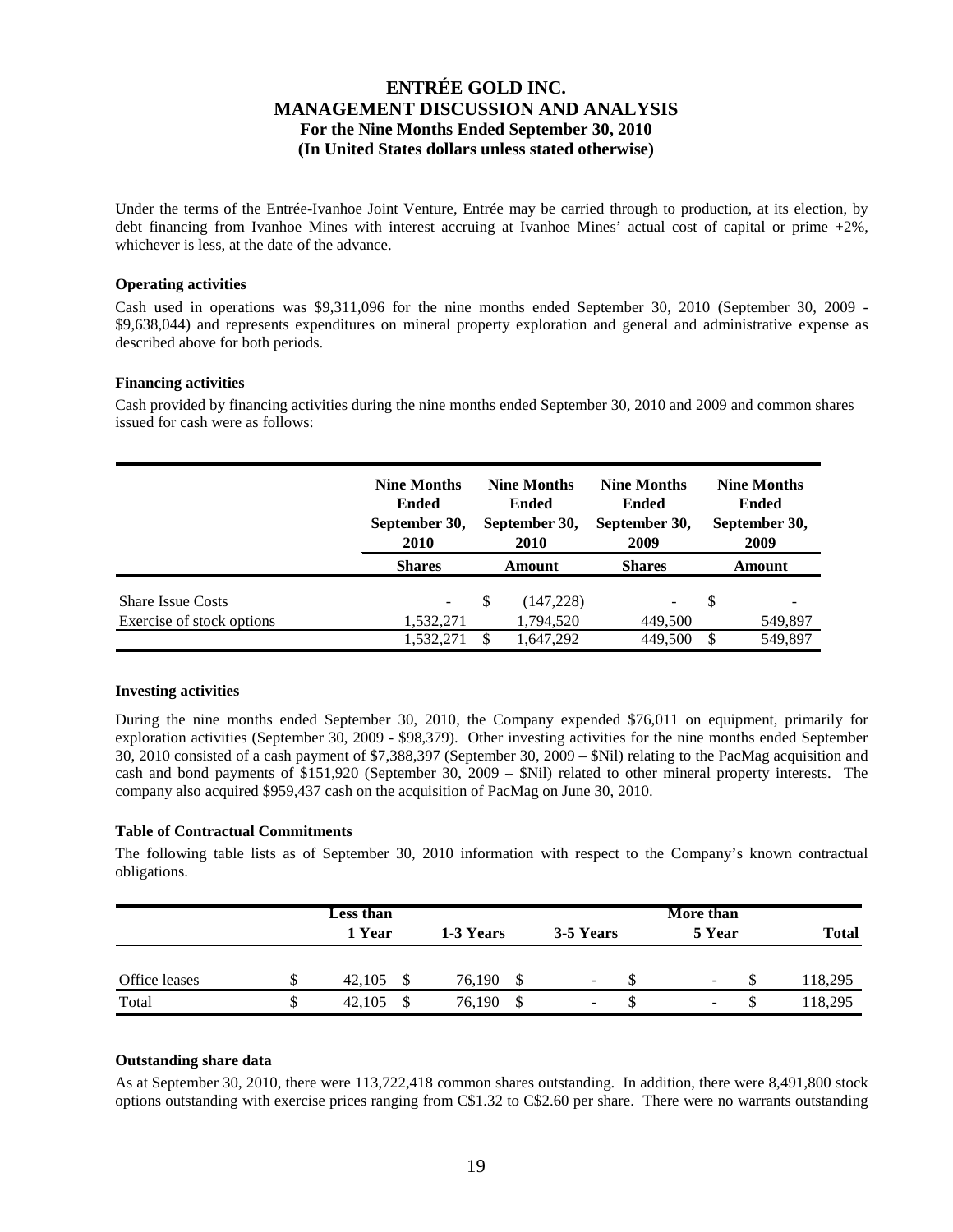Under the terms of the Entrée-Ivanhoe Joint Venture, Entrée may be carried through to production, at its election, by debt financing from Ivanhoe Mines with interest accruing at Ivanhoe Mines' actual cost of capital or prime +2%, whichever is less, at the date of the advance.

#### Operating activities

Cash used in operations was $9,311,096 for the nine months ended September 30, 2010 (September 30, 2009 - $9,638,044) and represents expenditures on mineral property exploration and general and administrative expense as described above for both periods.

#### Financing activities

Cash provided by financing activities during the nine months ended September 30, 2010 and 2009 and common shares issued for cash were as follows:

| | Nine Months Ended September 30, 2010 | Nine Months Ended September 30, 2010 | Nine Months Ended September 30, 2009 | Nine Months Ended September 30, 2009 |
|---|---|---|---|---|
| | **Shares** | **Amount** | **Shares** | **Amount** |
| Share Issue Costs | - | $ (147,228) | - | $ - |
| Exercise of stock options | 1,532,271 | 1,794,520 | 449,500 | 549,897 |
| | 1,532,271 | $ 1,647,292 | 449,500 | $ 549,897 |

#### Investing activities

During the nine months ended September 30, 2010, the Company expended $76,011 on equipment, primarily for exploration activities (September 30, 2009 - $98,379). Other investing activities for the nine months ended September 30, 2010 consisted of a cash payment of $7,388,397 (September 30, 2009 – $Nil) relating to the PacMag acquisition and cash and bond payments of $151,920 (September 30, 2009 – $Nil) related to other mineral property interests. The company also acquired $959,437 cash on the acquisition of PacMag on June 30, 2010.

#### Table of Contractual Commitments

The following table lists as of September 30, 2010 information with respect to the Company's known contractual obligations.

| | Less than 1 Year | 1-3 Years | 3-5 Years | More than 5 Year | Total |
|---|---|---|---|---|---|
| Office leases | $ 42,105 | $ 76,190 | $ - | $ - | $ 118,295 |
| Total | $ 42,105 | $ 76,190 | $ - | $ - | $ 118,295 |

#### Outstanding share data

As at September 30, 2010, there were 113,722,418 common shares outstanding. In addition, there were 8,491,800 stock options outstanding with exercise prices ranging from C$1.32 to C$2.60 per share. There were no warrants outstanding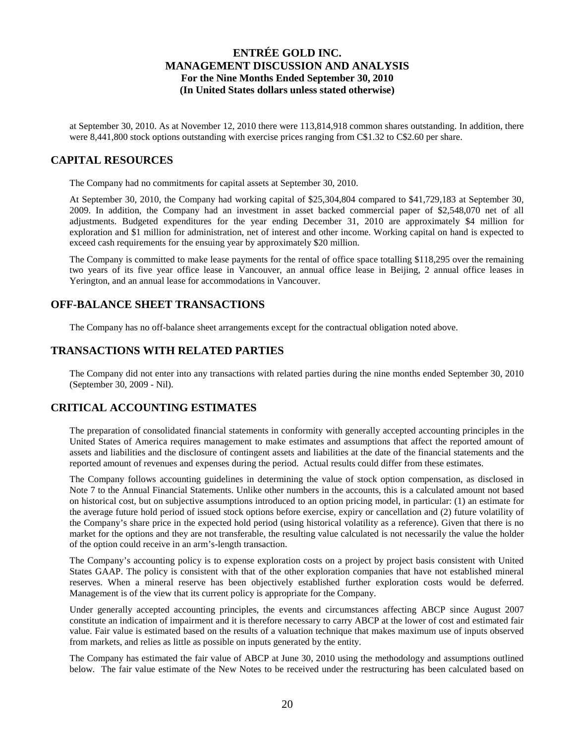at September 30, 2010. As at November 12, 2010 there were 113,814,918 common shares outstanding. In addition, there were 8,441,800 stock options outstanding with exercise prices ranging from C$1.32 to C$2.60 per share.

## CAPITAL RESOURCES

The Company had no commitments for capital assets at September 30, 2010.

At September 30, 2010, the Company had working capital of $25,304,804 compared to $41,729,183 at September 30, 2009. In addition, the Company had an investment in asset backed commercial paper of $2,548,070 net of all adjustments. Budgeted expenditures for the year ending December 31, 2010 are approximately $4 million for exploration and $1 million for administration, net of interest and other income. Working capital on hand is expected to exceed cash requirements for the ensuing year by approximately $20 million.

The Company is committed to make lease payments for the rental of office space totalling $118,295 over the remaining two years of its five year office lease in Vancouver, an annual office lease in Beijing, 2 annual office leases in Yerington, and an annual lease for accommodations in Vancouver.

## OFF-BALANCE SHEET TRANSACTIONS

The Company has no off-balance sheet arrangements except for the contractual obligation noted above.

## TRANSACTIONS WITH RELATED PARTIES

The Company did not enter into any transactions with related parties during the nine months ended September 30, 2010 (September 30, 2009 - Nil).

## CRITICAL ACCOUNTING ESTIMATES

The preparation of consolidated financial statements in conformity with generally accepted accounting principles in the United States of America requires management to make estimates and assumptions that affect the reported amount of assets and liabilities and the disclosure of contingent assets and liabilities at the date of the financial statements and the reported amount of revenues and expenses during the period. Actual results could differ from these estimates.

The Company follows accounting guidelines in determining the value of stock option compensation, as disclosed in Note 7 to the Annual Financial Statements. Unlike other numbers in the accounts, this is a calculated amount not based on historical cost, but on subjective assumptions introduced to an option pricing model, in particular: (1) an estimate for the average future hold period of issued stock options before exercise, expiry or cancellation and (2) future volatility of the Company's share price in the expected hold period (using historical volatility as a reference). Given that there is no market for the options and they are not transferable, the resulting value calculated is not necessarily the value the holder of the option could receive in an arm's-length transaction.

The Company's accounting policy is to expense exploration costs on a project by project basis consistent with United States GAAP. The policy is consistent with that of the other exploration companies that have not established mineral reserves. When a mineral reserve has been objectively established further exploration costs would be deferred. Management is of the view that its current policy is appropriate for the Company.

Under generally accepted accounting principles, the events and circumstances affecting ABCP since August 2007 constitute an indication of impairment and it is therefore necessary to carry ABCP at the lower of cost and estimated fair value. Fair value is estimated based on the results of a valuation technique that makes maximum use of inputs observed from markets, and relies as little as possible on inputs generated by the entity.

The Company has estimated the fair value of ABCP at June 30, 2010 using the methodology and assumptions outlined below. The fair value estimate of the New Notes to be received under the restructuring has been calculated based on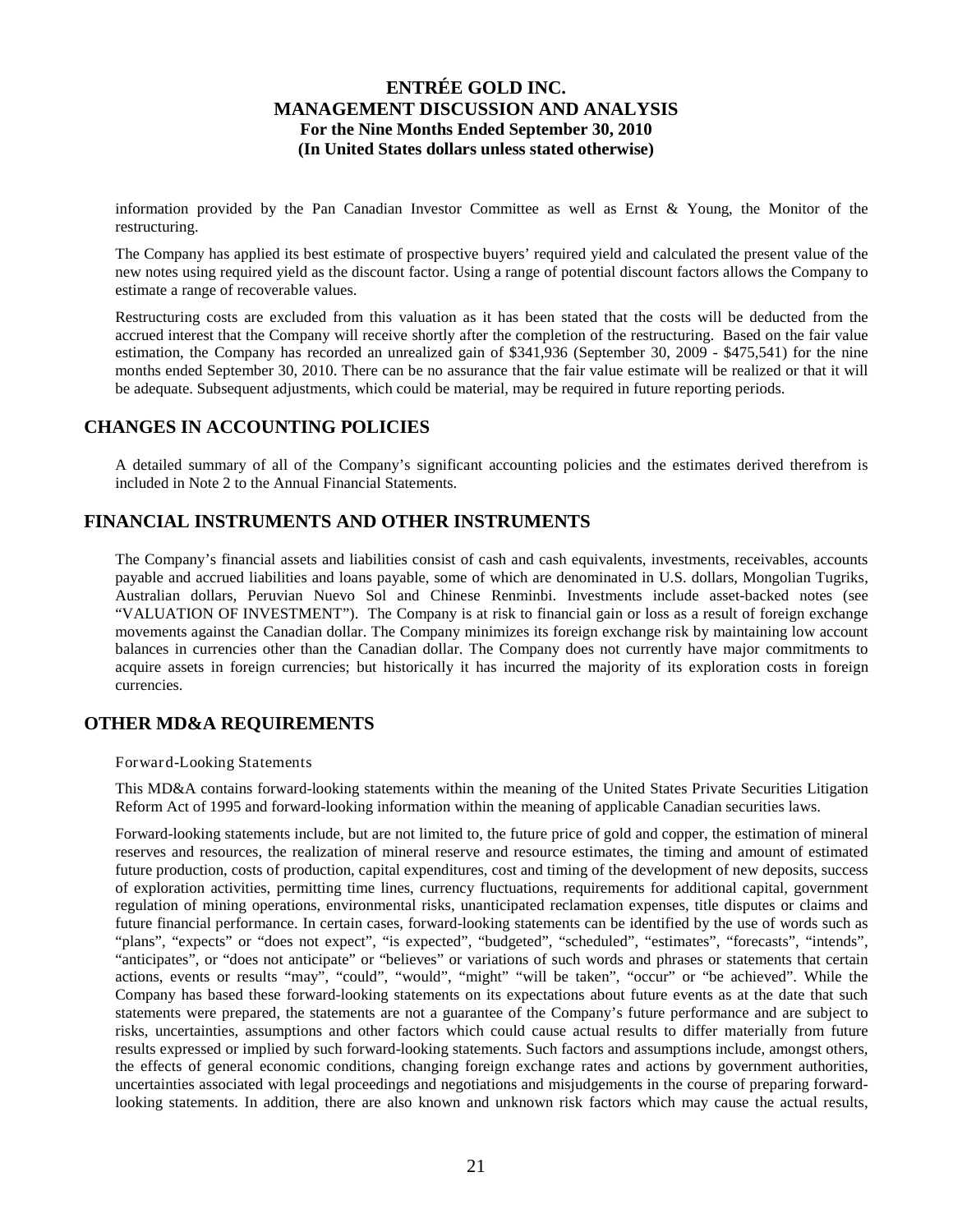information provided by the Pan Canadian Investor Committee as well as Ernst & Young, the Monitor of the restructuring.

The Company has applied its best estimate of prospective buyers' required yield and calculated the present value of the new notes using required yield as the discount factor. Using a range of potential discount factors allows the Company to estimate a range of recoverable values.

Restructuring costs are excluded from this valuation as it has been stated that the costs will be deducted from the accrued interest that the Company will receive shortly after the completion of the restructuring. Based on the fair value estimation, the Company has recorded an unrealized gain of $341,936 (September 30, 2009 - $475,541) for the nine months ended September 30, 2010. There can be no assurance that the fair value estimate will be realized or that it will be adequate. Subsequent adjustments, which could be material, may be required in future reporting periods.

## CHANGES IN ACCOUNTING POLICIES

A detailed summary of all of the Company's significant accounting policies and the estimates derived therefrom is included in Note 2 to the Annual Financial Statements.

## FINANCIAL INSTRUMENTS AND OTHER INSTRUMENTS

The Company's financial assets and liabilities consist of cash and cash equivalents, investments, receivables, accounts payable and accrued liabilities and loans payable, some of which are denominated in U.S. dollars, Mongolian Tugriks, Australian dollars, Peruvian Nuevo Sol and Chinese Renminbi. Investments include asset-backed notes (see "VALUATION OF INVESTMENT"). The Company is at risk to financial gain or loss as a result of foreign exchange movements against the Canadian dollar. The Company minimizes its foreign exchange risk by maintaining low account balances in currencies other than the Canadian dollar. The Company does not currently have major commitments to acquire assets in foreign currencies; but historically it has incurred the majority of its exploration costs in foreign currencies.

## OTHER MD&A REQUIREMENTS

### Forward-Looking Statements

This MD&A contains forward-looking statements within the meaning of the United States Private Securities Litigation Reform Act of 1995 and forward-looking information within the meaning of applicable Canadian securities laws.

Forward-looking statements include, but are not limited to, the future price of gold and copper, the estimation of mineral reserves and resources, the realization of mineral reserve and resource estimates, the timing and amount of estimated future production, costs of production, capital expenditures, cost and timing of the development of new deposits, success of exploration activities, permitting time lines, currency fluctuations, requirements for additional capital, government regulation of mining operations, environmental risks, unanticipated reclamation expenses, title disputes or claims and future financial performance. In certain cases, forward-looking statements can be identified by the use of words such as "plans", "expects" or "does not expect", "is expected", "budgeted", "scheduled", "estimates", "forecasts", "intends", "anticipates", or "does not anticipate" or "believes" or variations of such words and phrases or statements that certain actions, events or results "may", "could", "would", "might" "will be taken", "occur" or "be achieved". While the Company has based these forward-looking statements on its expectations about future events as at the date that such statements were prepared, the statements are not a guarantee of the Company's future performance and are subject to risks, uncertainties, assumptions and other factors which could cause actual results to differ materially from future results expressed or implied by such forward-looking statements. Such factors and assumptions include, amongst others, the effects of general economic conditions, changing foreign exchange rates and actions by government authorities, uncertainties associated with legal proceedings and negotiations and misjudgements in the course of preparing forward-looking statements. In addition, there are also known and unknown risk factors which may cause the actual results,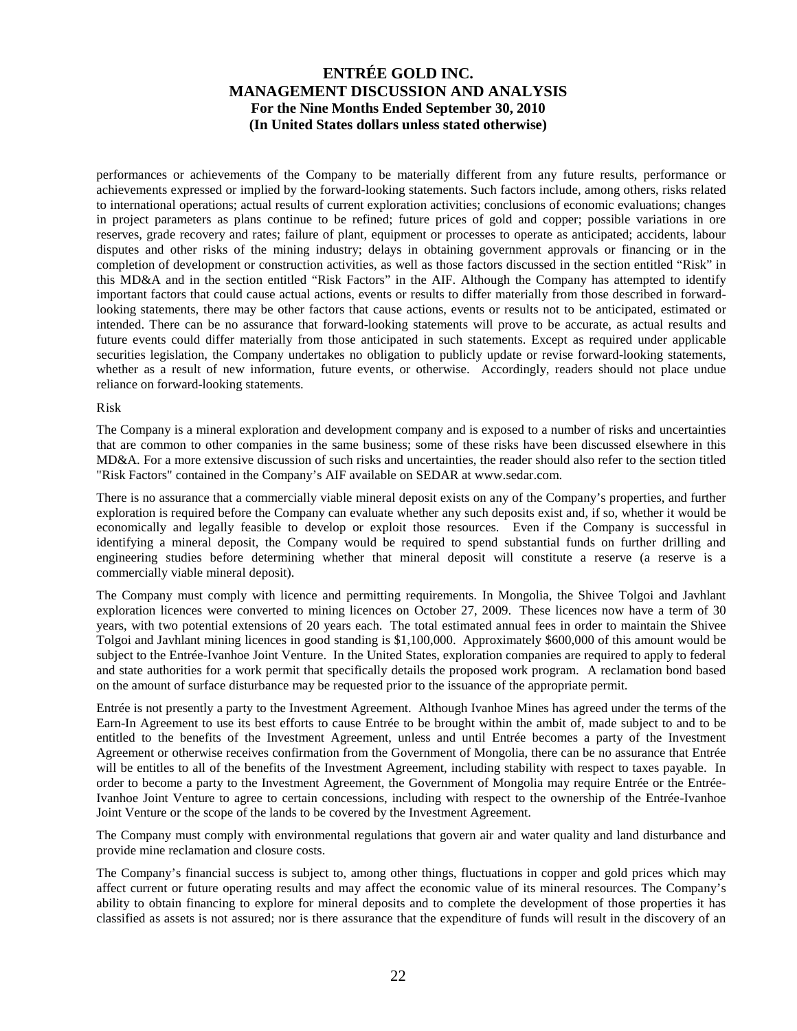performances or achievements of the Company to be materially different from any future results, performance or achievements expressed or implied by the forward-looking statements. Such factors include, among others, risks related to international operations; actual results of current exploration activities; conclusions of economic evaluations; changes in project parameters as plans continue to be refined; future prices of gold and copper; possible variations in ore reserves, grade recovery and rates; failure of plant, equipment or processes to operate as anticipated; accidents, labour disputes and other risks of the mining industry; delays in obtaining government approvals or financing or in the completion of development or construction activities, as well as those factors discussed in the section entitled "Risk" in this MD&A and in the section entitled "Risk Factors" in the AIF. Although the Company has attempted to identify important factors that could cause actual actions, events or results to differ materially from those described in forward-looking statements, there may be other factors that cause actions, events or results not to be anticipated, estimated or intended. There can be no assurance that forward-looking statements will prove to be accurate, as actual results and future events could differ materially from those anticipated in such statements. Except as required under applicable securities legislation, the Company undertakes no obligation to publicly update or revise forward-looking statements, whether as a result of new information, future events, or otherwise. Accordingly, readers should not place undue reliance on forward-looking statements.

## Risk

The Company is a mineral exploration and development company and is exposed to a number of risks and uncertainties that are common to other companies in the same business; some of these risks have been discussed elsewhere in this MD&A. For a more extensive discussion of such risks and uncertainties, the reader should also refer to the section titled "Risk Factors" contained in the Company's AIF available on SEDAR at www.sedar.com.

There is no assurance that a commercially viable mineral deposit exists on any of the Company's properties, and further exploration is required before the Company can evaluate whether any such deposits exist and, if so, whether it would be economically and legally feasible to develop or exploit those resources. Even if the Company is successful in identifying a mineral deposit, the Company would be required to spend substantial funds on further drilling and engineering studies before determining whether that mineral deposit will constitute a reserve (a reserve is a commercially viable mineral deposit).

The Company must comply with licence and permitting requirements. In Mongolia, the Shivee Tolgoi and Javhlant exploration licences were converted to mining licences on October 27, 2009. These licences now have a term of 30 years, with two potential extensions of 20 years each. The total estimated annual fees in order to maintain the Shivee Tolgoi and Javhlant mining licences in good standing is $1,100,000. Approximately $600,000 of this amount would be subject to the Entrée-Ivanhoe Joint Venture. In the United States, exploration companies are required to apply to federal and state authorities for a work permit that specifically details the proposed work program. A reclamation bond based on the amount of surface disturbance may be requested prior to the issuance of the appropriate permit.

Entrée is not presently a party to the Investment Agreement. Although Ivanhoe Mines has agreed under the terms of the Earn-In Agreement to use its best efforts to cause Entrée to be brought within the ambit of, made subject to and to be entitled to the benefits of the Investment Agreement, unless and until Entrée becomes a party of the Investment Agreement or otherwise receives confirmation from the Government of Mongolia, there can be no assurance that Entrée will be entitles to all of the benefits of the Investment Agreement, including stability with respect to taxes payable. In order to become a party to the Investment Agreement, the Government of Mongolia may require Entrée or the Entrée-Ivanhoe Joint Venture to agree to certain concessions, including with respect to the ownership of the Entrée-Ivanhoe Joint Venture or the scope of the lands to be covered by the Investment Agreement.

The Company must comply with environmental regulations that govern air and water quality and land disturbance and provide mine reclamation and closure costs.

The Company's financial success is subject to, among other things, fluctuations in copper and gold prices which may affect current or future operating results and may affect the economic value of its mineral resources. The Company's ability to obtain financing to explore for mineral deposits and to complete the development of those properties it has classified as assets is not assured; nor is there assurance that the expenditure of funds will result in the discovery of an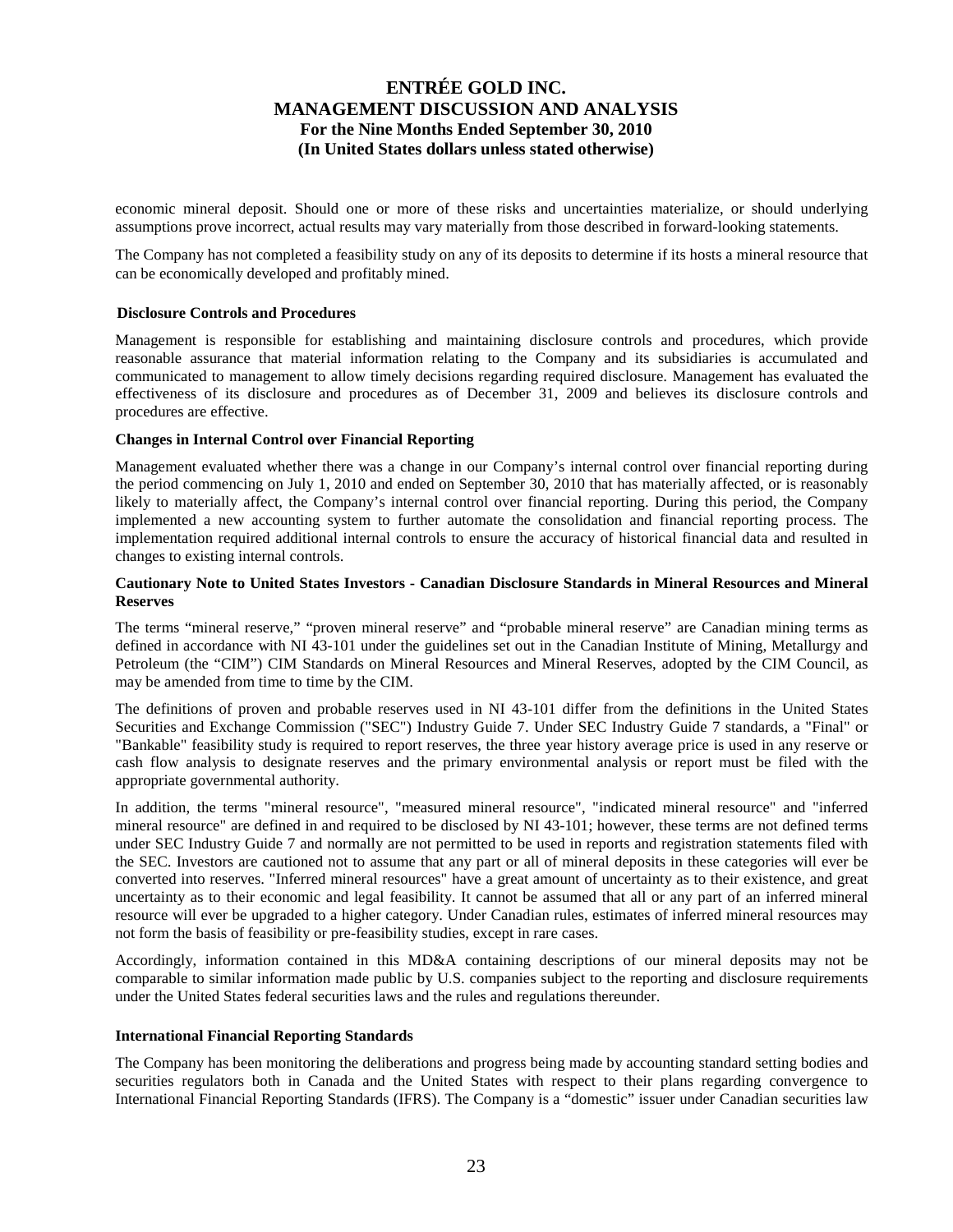economic mineral deposit. Should one or more of these risks and uncertainties materialize, or should underlying assumptions prove incorrect, actual results may vary materially from those described in forward-looking statements.

The Company has not completed a feasibility study on any of its deposits to determine if its hosts a mineral resource that can be economically developed and profitably mined.

**Disclosure Controls and Procedures**

Management is responsible for establishing and maintaining disclosure controls and procedures, which provide reasonable assurance that material information relating to the Company and its subsidiaries is accumulated and communicated to management to allow timely decisions regarding required disclosure. Management has evaluated the effectiveness of its disclosure and procedures as of December 31, 2009 and believes its disclosure controls and procedures are effective.

**Changes in Internal Control over Financial Reporting**

Management evaluated whether there was a change in our Company's internal control over financial reporting during the period commencing on July 1, 2010 and ended on September 30, 2010 that has materially affected, or is reasonably likely to materially affect, the Company's internal control over financial reporting. During this period, the Company implemented a new accounting system to further automate the consolidation and financial reporting process. The implementation required additional internal controls to ensure the accuracy of historical financial data and resulted in changes to existing internal controls.

**Cautionary Note to United States Investors - Canadian Disclosure Standards in Mineral Resources and Mineral Reserves**

The terms "mineral reserve," "proven mineral reserve" and "probable mineral reserve" are Canadian mining terms as defined in accordance with NI 43-101 under the guidelines set out in the Canadian Institute of Mining, Metallurgy and Petroleum (the "CIM") CIM Standards on Mineral Resources and Mineral Reserves, adopted by the CIM Council, as may be amended from time to time by the CIM.

The definitions of proven and probable reserves used in NI 43-101 differ from the definitions in the United States Securities and Exchange Commission ("SEC") Industry Guide 7. Under SEC Industry Guide 7 standards, a "Final" or "Bankable" feasibility study is required to report reserves, the three year history average price is used in any reserve or cash flow analysis to designate reserves and the primary environmental analysis or report must be filed with the appropriate governmental authority.

In addition, the terms "mineral resource", "measured mineral resource", "indicated mineral resource" and "inferred mineral resource" are defined in and required to be disclosed by NI 43-101; however, these terms are not defined terms under SEC Industry Guide 7 and normally are not permitted to be used in reports and registration statements filed with the SEC. Investors are cautioned not to assume that any part or all of mineral deposits in these categories will ever be converted into reserves. "Inferred mineral resources" have a great amount of uncertainty as to their existence, and great uncertainty as to their economic and legal feasibility. It cannot be assumed that all or any part of an inferred mineral resource will ever be upgraded to a higher category. Under Canadian rules, estimates of inferred mineral resources may not form the basis of feasibility or pre-feasibility studies, except in rare cases.

Accordingly, information contained in this MD&A containing descriptions of our mineral deposits may not be comparable to similar information made public by U.S. companies subject to the reporting and disclosure requirements under the United States federal securities laws and the rules and regulations thereunder.

**International Financial Reporting Standards**

The Company has been monitoring the deliberations and progress being made by accounting standard setting bodies and securities regulators both in Canada and the United States with respect to their plans regarding convergence to International Financial Reporting Standards (IFRS). The Company is a "domestic" issuer under Canadian securities law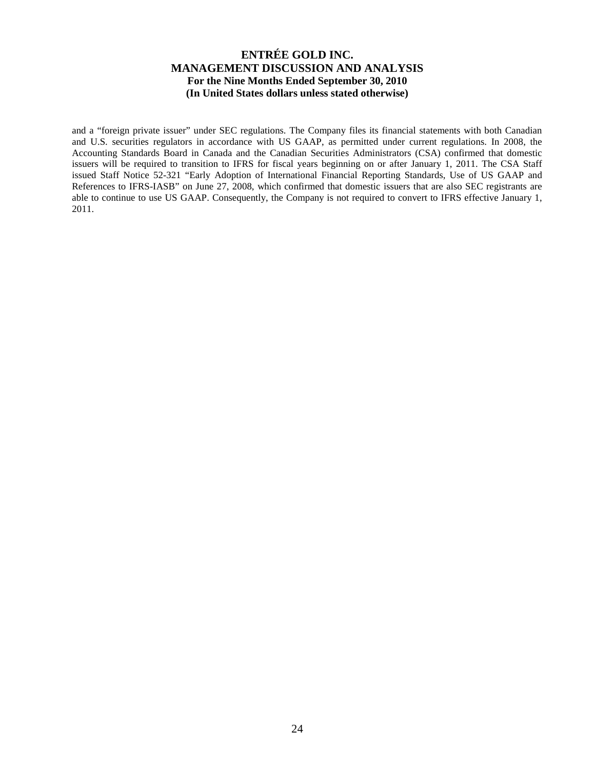and a "foreign private issuer" under SEC regulations. The Company files its financial statements with both Canadian and U.S. securities regulators in accordance with US GAAP, as permitted under current regulations. In 2008, the Accounting Standards Board in Canada and the Canadian Securities Administrators (CSA) confirmed that domestic issuers will be required to transition to IFRS for fiscal years beginning on or after January 1, 2011. The CSA Staff issued Staff Notice 52-321 "Early Adoption of International Financial Reporting Standards, Use of US GAAP and References to IFRS-IASB" on June 27, 2008, which confirmed that domestic issuers that are also SEC registrants are able to continue to use US GAAP. Consequently, the Company is not required to convert to IFRS effective January 1, 2011.